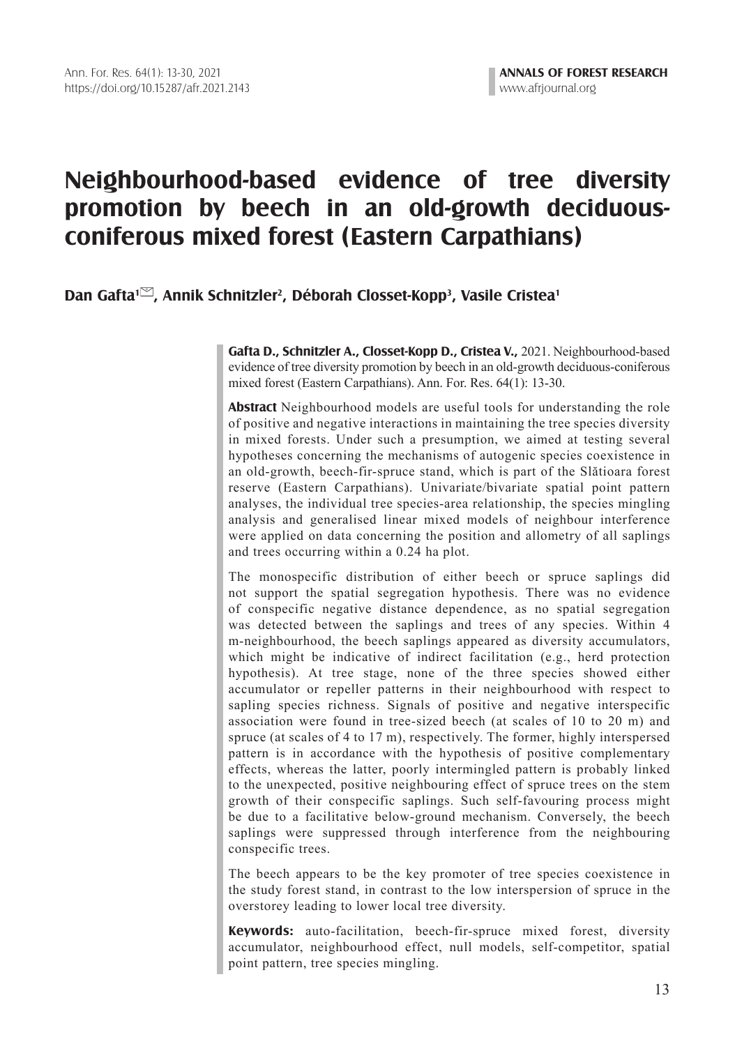# Neighbourhood-based evidence of tree diversity promotion by beech in an old-growth deciduous-coniferous mixed forest (Eastern Carpathians)

**Dan Gafta[1]✉, Annik Schnitzler[2], Déborah Closset-Kopp[3], Vasile Cristea[1]**

**Gafta D., Schnitzler A., Closset-Kopp D., Cristea V.,** 2021. Neighbourhood-based evidence of tree diversity promotion by beech in an old-growth deciduous-coniferous mixed forest (Eastern Carpathians). Ann. For. Res. 64(1): 13-30.

**Abstract** Neighbourhood models are useful tools for understanding the role of positive and negative interactions in maintaining the tree species diversity in mixed forests. Under such a presumption, we aimed at testing several hypotheses concerning the mechanisms of autogenic species coexistence in an old-growth, beech-fir-spruce stand, which is part of the Slătioara forest reserve (Eastern Carpathians). Univariate/bivariate spatial point pattern analyses, the individual tree species-area relationship, the species mingling analysis and generalised linear mixed models of neighbour interference were applied on data concerning the position and allometry of all saplings and trees occurring within a 0.24 ha plot.

The monospecific distribution of either beech or spruce saplings did not support the spatial segregation hypothesis. There was no evidence of conspecific negative distance dependence, as no spatial segregation was detected between the saplings and trees of any species. Within 4 m-neighbourhood, the beech saplings appeared as diversity accumulators, which might be indicative of indirect facilitation (e.g., herd protection hypothesis). At tree stage, none of the three species showed either accumulator or repeller patterns in their neighbourhood with respect to sapling species richness. Signals of positive and negative interspecific association were found in tree-sized beech (at scales of 10 to 20 m) and spruce (at scales of 4 to 17 m), respectively. The former, highly interspersed pattern is in accordance with the hypothesis of positive complementary effects, whereas the latter, poorly intermingled pattern is probably linked to the unexpected, positive neighbouring effect of spruce trees on the stem growth of their conspecific saplings. Such self-favouring process might be due to a facilitative below-ground mechanism. Conversely, the beech saplings were suppressed through interference from the neighbouring conspecific trees.

The beech appears to be the key promoter of tree species coexistence in the study forest stand, in contrast to the low interspersion of spruce in the overstorey leading to lower local tree diversity.

**Keywords:** auto-facilitation, beech-fir-spruce mixed forest, diversity accumulator, neighbourhood effect, null models, self-competitor, spatial point pattern, tree species mingling.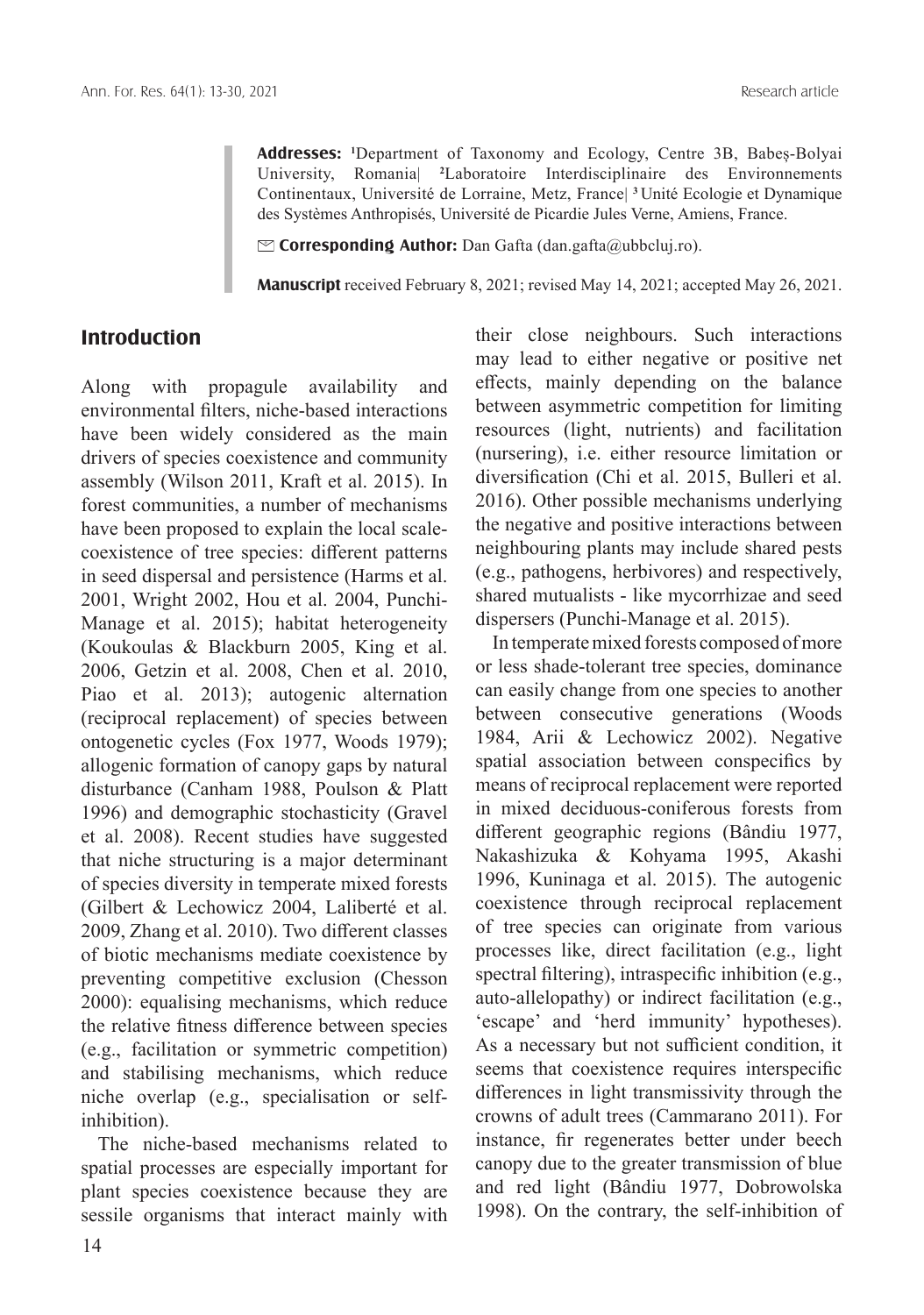**Addresses:** [1]Department of Taxonomy and Ecology, Centre 3B, Babeș-Bolyai University, Romania| [2]Laboratoire Interdisciplinaire des Environnements Continentaux, Université de Lorraine, Metz, France| [3]Unité Ecologie et Dynamique des Systèmes Anthropisés, Université de Picardie Jules Verne, Amiens, France.

✉ **Corresponding Author:** Dan Gafta (dan.gafta@ubbcluj.ro).

**Manuscript** received February 8, 2021; revised May 14, 2021; accepted May 26, 2021.

## Introduction

Along with propagule availability and environmental filters, niche-based interactions have been widely considered as the main drivers of species coexistence and community assembly (Wilson 2011, Kraft et al. 2015). In forest communities, a number of mechanisms have been proposed to explain the local scale-coexistence of tree species: different patterns in seed dispersal and persistence (Harms et al. 2001, Wright 2002, Hou et al. 2004, Punchi-Manage et al. 2015); habitat heterogeneity (Koukoulas & Blackburn 2005, King et al. 2006, Getzin et al. 2008, Chen et al. 2010, Piao et al. 2013); autogenic alternation (reciprocal replacement) of species between ontogenetic cycles (Fox 1977, Woods 1979); allogenic formation of canopy gaps by natural disturbance (Canham 1988, Poulson & Platt 1996) and demographic stochasticity (Gravel et al. 2008). Recent studies have suggested that niche structuring is a major determinant of species diversity in temperate mixed forests (Gilbert & Lechowicz 2004, Laliberté et al. 2009, Zhang et al. 2010). Two different classes of biotic mechanisms mediate coexistence by preventing competitive exclusion (Chesson 2000): equalising mechanisms, which reduce the relative fitness difference between species (e.g., facilitation or symmetric competition) and stabilising mechanisms, which reduce niche overlap (e.g., specialisation or self-inhibition).

The niche-based mechanisms related to spatial processes are especially important for plant species coexistence because they are sessile organisms that interact mainly with their close neighbours. Such interactions may lead to either negative or positive net effects, mainly depending on the balance between asymmetric competition for limiting resources (light, nutrients) and facilitation (nursering), i.e. either resource limitation or diversification (Chi et al. 2015, Bulleri et al. 2016). Other possible mechanisms underlying the negative and positive interactions between neighbouring plants may include shared pests (e.g., pathogens, herbivores) and respectively, shared mutualists - like mycorrhizae and seed dispersers (Punchi-Manage et al. 2015).

In temperate mixed forests composed of more or less shade-tolerant tree species, dominance can easily change from one species to another between consecutive generations (Woods 1984, Arii & Lechowicz 2002). Negative spatial association between conspecifics by means of reciprocal replacement were reported in mixed deciduous-coniferous forests from different geographic regions (Bândiu 1977, Nakashizuka & Kohyama 1995, Akashi 1996, Kuninaga et al. 2015). The autogenic coexistence through reciprocal replacement of tree species can originate from various processes like, direct facilitation (e.g., light spectral filtering), intraspecific inhibition (e.g., auto-allelopathy) or indirect facilitation (e.g., 'escape' and 'herd immunity' hypotheses). As a necessary but not sufficient condition, it seems that coexistence requires interspecific differences in light transmissivity through the crowns of adult trees (Cammarano 2011). For instance, fir regenerates better under beech canopy due to the greater transmission of blue and red light (Bândiu 1977, Dobrowolska 1998). On the contrary, the self-inhibition of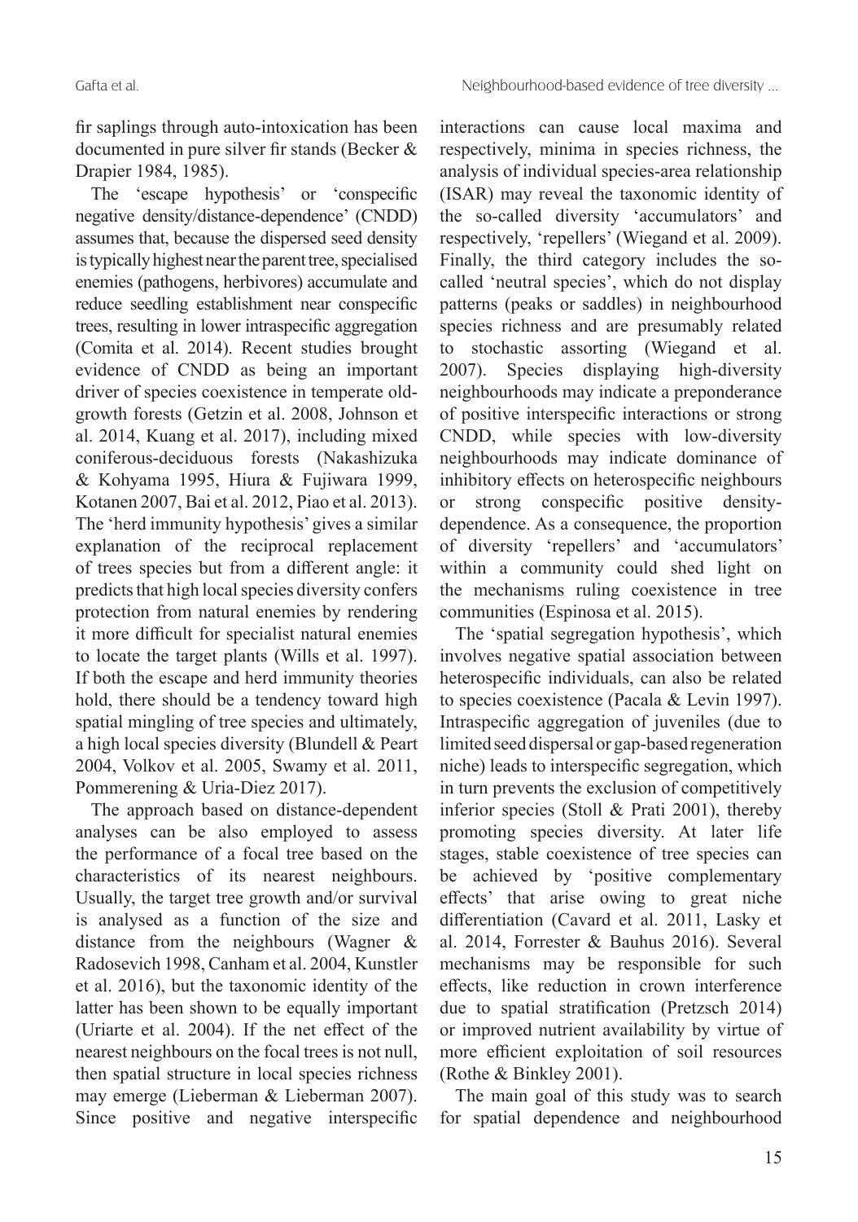fir saplings through auto-intoxication has been documented in pure silver fir stands (Becker & Drapier 1984, 1985).

The 'escape hypothesis' or 'conspecific negative density/distance-dependence' (CNDD) assumes that, because the dispersed seed density is typically highest near the parent tree, specialised enemies (pathogens, herbivores) accumulate and reduce seedling establishment near conspecific trees, resulting in lower intraspecific aggregation (Comita et al. 2014). Recent studies brought evidence of CNDD as being an important driver of species coexistence in temperate old-growth forests (Getzin et al. 2008, Johnson et al. 2014, Kuang et al. 2017), including mixed coniferous-deciduous forests (Nakashizuka & Kohyama 1995, Hiura & Fujiwara 1999, Kotanen 2007, Bai et al. 2012, Piao et al. 2013). The 'herd immunity hypothesis' gives a similar explanation of the reciprocal replacement of trees species but from a different angle: it predicts that high local species diversity confers protection from natural enemies by rendering it more difficult for specialist natural enemies to locate the target plants (Wills et al. 1997). If both the escape and herd immunity theories hold, there should be a tendency toward high spatial mingling of tree species and ultimately, a high local species diversity (Blundell & Peart 2004, Volkov et al. 2005, Swamy et al. 2011, Pommerening & Uria-Diez 2017).

The approach based on distance-dependent analyses can be also employed to assess the performance of a focal tree based on the characteristics of its nearest neighbours. Usually, the target tree growth and/or survival is analysed as a function of the size and distance from the neighbours (Wagner & Radosevich 1998, Canham et al. 2004, Kunstler et al. 2016), but the taxonomic identity of the latter has been shown to be equally important (Uriarte et al. 2004). If the net effect of the nearest neighbours on the focal trees is not null, then spatial structure in local species richness may emerge (Lieberman & Lieberman 2007). Since positive and negative interspecific interactions can cause local maxima and respectively, minima in species richness, the analysis of individual species-area relationship (ISAR) may reveal the taxonomic identity of the so-called diversity 'accumulators' and respectively, 'repellers' (Wiegand et al. 2009). Finally, the third category includes the so-called 'neutral species', which do not display patterns (peaks or saddles) in neighbourhood species richness and are presumably related to stochastic assorting (Wiegand et al. 2007). Species displaying high-diversity neighbourhoods may indicate a preponderance of positive interspecific interactions or strong CNDD, while species with low-diversity neighbourhoods may indicate dominance of inhibitory effects on heterospecific neighbours or strong conspecific positive density-dependence. As a consequence, the proportion of diversity 'repellers' and 'accumulators' within a community could shed light on the mechanisms ruling coexistence in tree communities (Espinosa et al. 2015).

The 'spatial segregation hypothesis', which involves negative spatial association between heterospecific individuals, can also be related to species coexistence (Pacala & Levin 1997). Intraspecific aggregation of juveniles (due to limited seed dispersal or gap-based regeneration niche) leads to interspecific segregation, which in turn prevents the exclusion of competitively inferior species (Stoll & Prati 2001), thereby promoting species diversity. At later life stages, stable coexistence of tree species can be achieved by 'positive complementary effects' that arise owing to great niche differentiation (Cavard et al. 2011, Lasky et al. 2014, Forrester & Bauhus 2016). Several mechanisms may be responsible for such effects, like reduction in crown interference due to spatial stratification (Pretzsch 2014) or improved nutrient availability by virtue of more efficient exploitation of soil resources (Rothe & Binkley 2001).

The main goal of this study was to search for spatial dependence and neighbourhood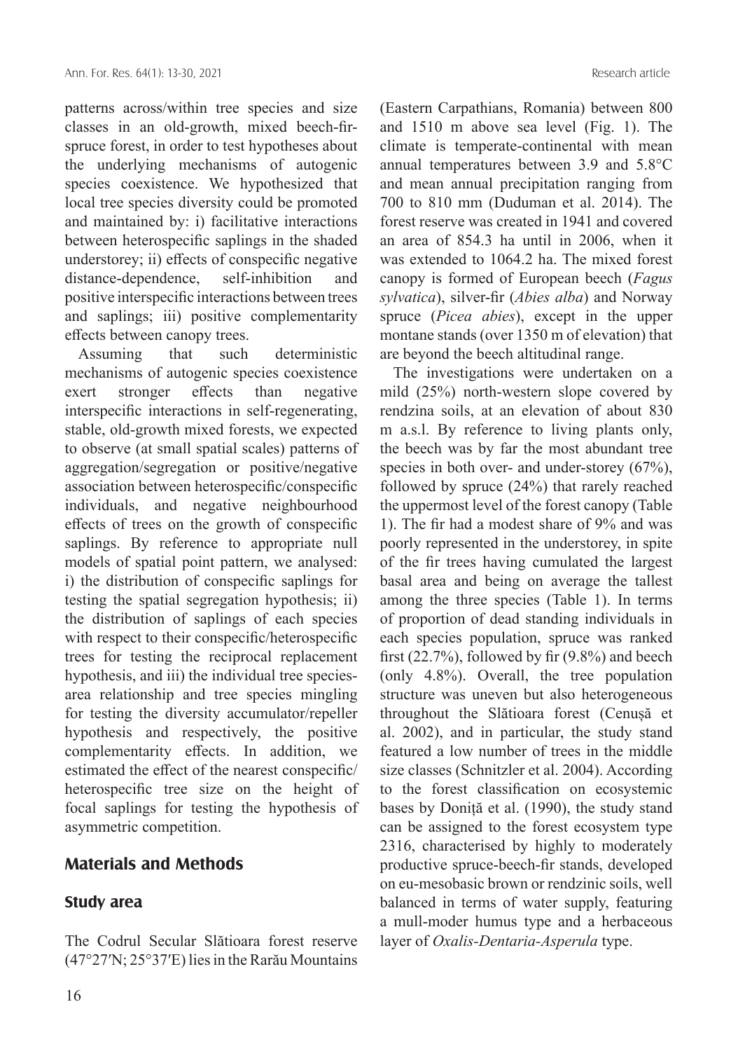patterns across/within tree species and size classes in an old-growth, mixed beech-fir-spruce forest, in order to test hypotheses about the underlying mechanisms of autogenic species coexistence. We hypothesized that local tree species diversity could be promoted and maintained by: i) facilitative interactions between heterospecific saplings in the shaded understorey; ii) effects of conspecific negative distance-dependence, self-inhibition and positive interspecific interactions between trees and saplings; iii) positive complementarity effects between canopy trees.

Assuming that such deterministic mechanisms of autogenic species coexistence exert stronger effects than negative interspecific interactions in self-regenerating, stable, old-growth mixed forests, we expected to observe (at small spatial scales) patterns of aggregation/segregation or positive/negative association between heterospecific/conspecific individuals, and negative neighbourhood effects of trees on the growth of conspecific saplings. By reference to appropriate null models of spatial point pattern, we analysed: i) the distribution of conspecific saplings for testing the spatial segregation hypothesis; ii) the distribution of saplings of each species with respect to their conspecific/heterospecific trees for testing the reciprocal replacement hypothesis, and iii) the individual tree species-area relationship and tree species mingling for testing the diversity accumulator/repeller hypothesis and respectively, the positive complementarity effects. In addition, we estimated the effect of the nearest conspecific/heterospecific tree size on the height of focal saplings for testing the hypothesis of asymmetric competition.

## Materials and Methods

### Study area

The Codrul Secular Slătioara forest reserve (47°27′N; 25°37′E) lies in the Rarău Mountains (Eastern Carpathians, Romania) between 800 and 1510 m above sea level (Fig. 1). The climate is temperate-continental with mean annual temperatures between 3.9 and 5.8°C and mean annual precipitation ranging from 700 to 810 mm (Duduman et al. 2014). The forest reserve was created in 1941 and covered an area of 854.3 ha until in 2006, when it was extended to 1064.2 ha. The mixed forest canopy is formed of European beech (*Fagus sylvatica*), silver-fir (*Abies alba*) and Norway spruce (*Picea abies*), except in the upper montane stands (over 1350 m of elevation) that are beyond the beech altitudinal range.

The investigations were undertaken on a mild (25%) north-western slope covered by rendzina soils, at an elevation of about 830 m a.s.l. By reference to living plants only, the beech was by far the most abundant tree species in both over- and under-storey (67%), followed by spruce (24%) that rarely reached the uppermost level of the forest canopy (Table 1). The fir had a modest share of 9% and was poorly represented in the understorey, in spite of the fir trees having cumulated the largest basal area and being on average the tallest among the three species (Table 1). In terms of proportion of dead standing individuals in each species population, spruce was ranked first (22.7%), followed by fir (9.8%) and beech (only 4.8%). Overall, the tree population structure was uneven but also heterogeneous throughout the Slătioara forest (Cenușă et al. 2002), and in particular, the study stand featured a low number of trees in the middle size classes (Schnitzler et al. 2004). According to the forest classification on ecosystemic bases by Doniță et al. (1990), the study stand can be assigned to the forest ecosystem type 2316, characterised by highly to moderately productive spruce-beech-fir stands, developed on eu-mesobasic brown or rendzinic soils, well balanced in terms of water supply, featuring a mull-moder humus type and a herbaceous layer of *Oxalis-Dentaria-Asperula* type.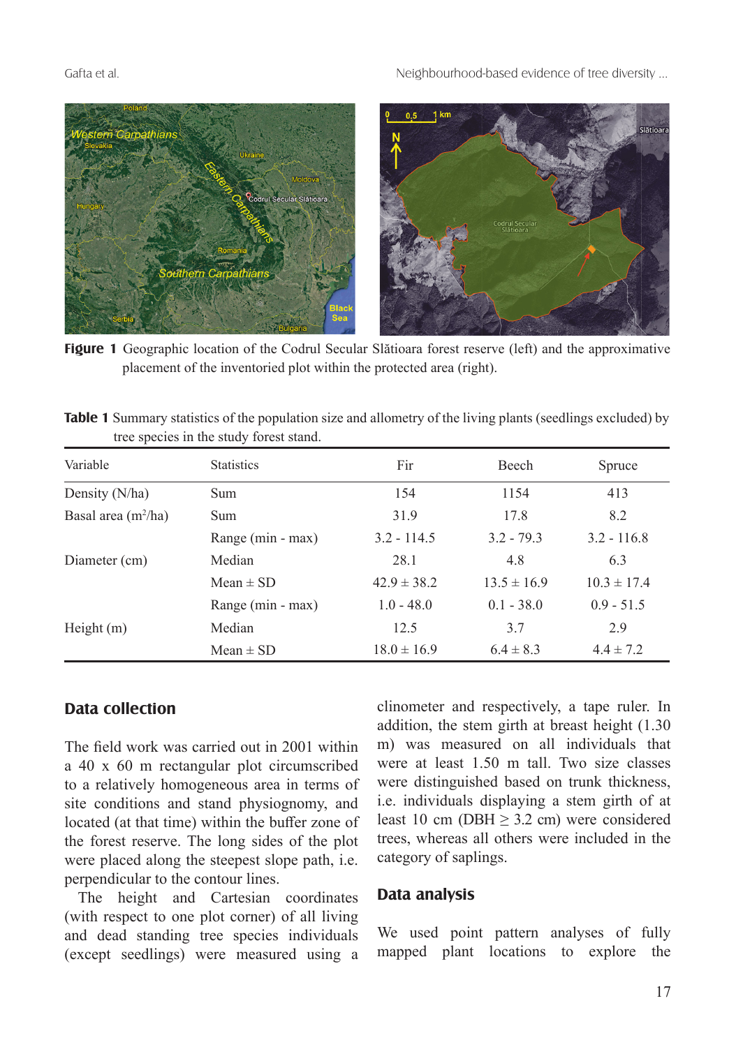**Figure 1** Geographic location of the Codrul Secular Slătioara forest reserve (left) and the approximative placement of the inventoried plot within the protected area (right).

**Table 1** Summary statistics of the population size and allometry of the living plants (seedlings excluded) by tree species in the study forest stand.

| Variable | Statistics | Fir | Beech | Spruce |
|---|---|---|---|---|
| Density (N/ha) | Sum | 154 | 1154 | 413 |
| Basal area ($m^2$/ha) | Sum | 31.9 | 17.8 | 8.2 |
| | Range (min - max) | 3.2 - 114.5 | 3.2 - 79.3 | 3.2 - 116.8 |
| Diameter (cm) | Median | 28.1 | 4.8 | 6.3 |
| | Mean ± SD | 42.9 ± 38.2 | 13.5 ± 16.9 | 10.3 ± 17.4 |
| | Range (min - max) | 1.0 - 48.0 | 0.1 - 38.0 | 0.9 - 51.5 |
| Height (m) | Median | 12.5 | 3.7 | 2.9 |
| | Mean ± SD | 18.0 ± 16.9 | 6.4 ± 8.3 | 4.4 ± 7.2 |

## Data collection

The field work was carried out in 2001 within a 40 x 60 m rectangular plot circumscribed to a relatively homogeneous area in terms of site conditions and stand physiognomy, and located (at that time) within the buffer zone of the forest reserve. The long sides of the plot were placed along the steepest slope path, i.e. perpendicular to the contour lines.

The height and Cartesian coordinates (with respect to one plot corner) of all living and dead standing tree species individuals (except seedlings) were measured using a clinometer and respectively, a tape ruler. In addition, the stem girth at breast height (1.30 m) was measured on all individuals that were at least 1.50 m tall. Two size classes were distinguished based on trunk thickness, i.e. individuals displaying a stem girth of at least 10 cm (DBH ≥ 3.2 cm) were considered trees, whereas all others were included in the category of saplings.

## Data analysis

We used point pattern analyses of fully mapped plant locations to explore the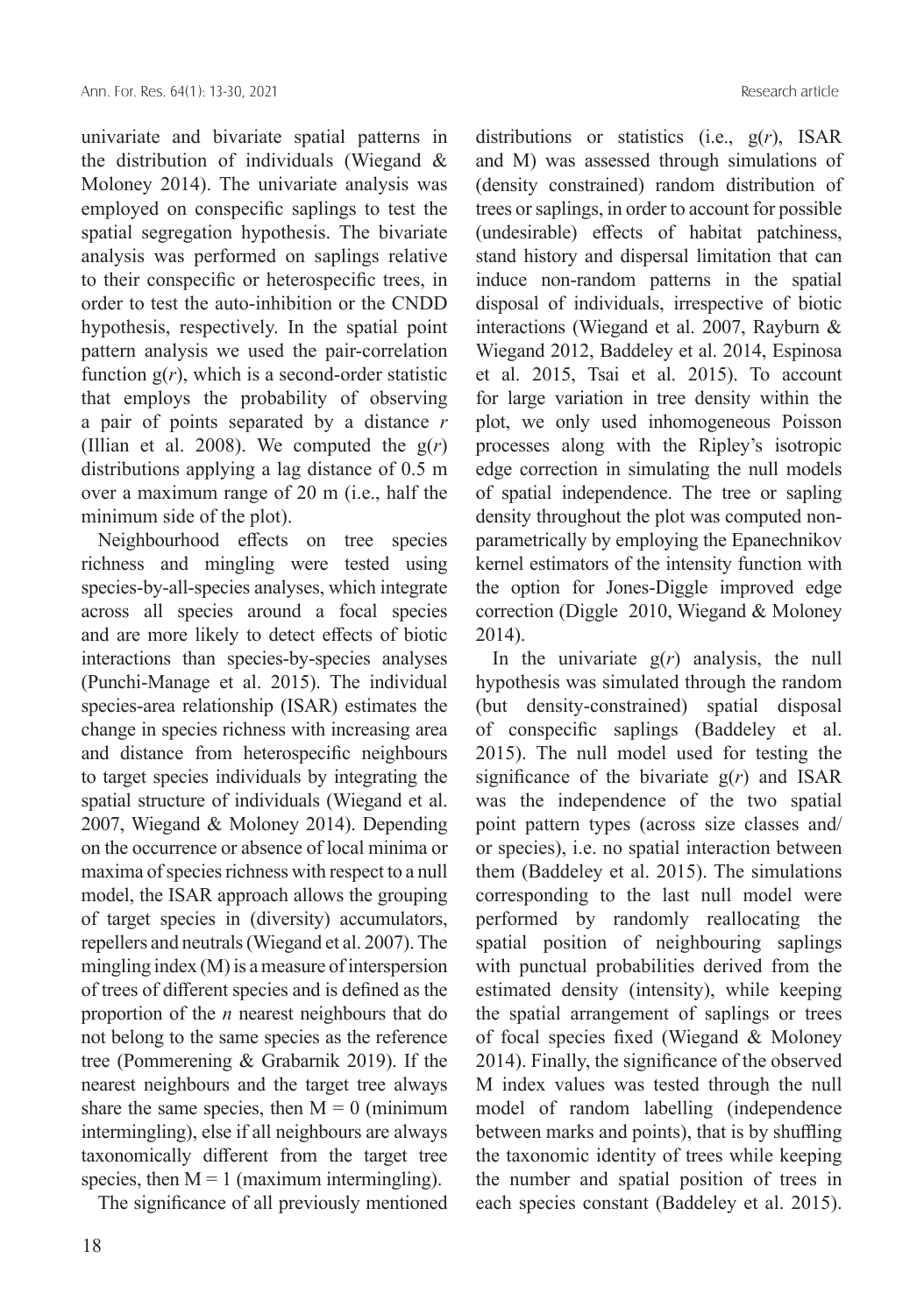univariate and bivariate spatial patterns in the distribution of individuals (Wiegand & Moloney 2014). The univariate analysis was employed on conspecific saplings to test the spatial segregation hypothesis. The bivariate analysis was performed on saplings relative to their conspecific or heterospecific trees, in order to test the auto-inhibition or the CNDD hypothesis, respectively. In the spatial point pattern analysis we used the pair-correlation function $g(r)$, which is a second-order statistic that employs the probability of observing a pair of points separated by a distance $r$ (Illian et al. 2008). We computed the $g(r)$ distributions applying a lag distance of 0.5 m over a maximum range of 20 m (i.e., half the minimum side of the plot).

Neighbourhood effects on tree species richness and mingling were tested using species-by-all-species analyses, which integrate across all species around a focal species and are more likely to detect effects of biotic interactions than species-by-species analyses (Punchi-Manage et al. 2015). The individual species-area relationship (ISAR) estimates the change in species richness with increasing area and distance from heterospecific neighbours to target species individuals by integrating the spatial structure of individuals (Wiegand et al. 2007, Wiegand & Moloney 2014). Depending on the occurrence or absence of local minima or maxima of species richness with respect to a null model, the ISAR approach allows the grouping of target species in (diversity) accumulators, repellers and neutrals (Wiegand et al. 2007). The mingling index (M) is a measure of interspersion of trees of different species and is defined as the proportion of the $n$ nearest neighbours that do not belong to the same species as the reference tree (Pommerening & Grabarnik 2019). If the nearest neighbours and the target tree always share the same species, then $M = 0$ (minimum intermingling), else if all neighbours are always taxonomically different from the target tree species, then $M = 1$ (maximum intermingling).

The significance of all previously mentioned distributions or statistics (i.e., $g(r)$, ISAR and M) was assessed through simulations of (density constrained) random distribution of trees or saplings, in order to account for possible (undesirable) effects of habitat patchiness, stand history and dispersal limitation that can induce non-random patterns in the spatial disposal of individuals, irrespective of biotic interactions (Wiegand et al. 2007, Rayburn & Wiegand 2012, Baddeley et al. 2014, Espinosa et al. 2015, Tsai et al. 2015). To account for large variation in tree density within the plot, we only used inhomogeneous Poisson processes along with the Ripley's isotropic edge correction in simulating the null models of spatial independence. The tree or sapling density throughout the plot was computed non-parametrically by employing the Epanechnikov kernel estimators of the intensity function with the option for Jones-Diggle improved edge correction (Diggle 2010, Wiegand & Moloney 2014).

In the univariate $g(r)$ analysis, the null hypothesis was simulated through the random (but density-constrained) spatial disposal of conspecific saplings (Baddeley et al. 2015). The null model used for testing the significance of the bivariate $g(r)$ and ISAR was the independence of the two spatial point pattern types (across size classes and/or species), i.e. no spatial interaction between them (Baddeley et al. 2015). The simulations corresponding to the last null model were performed by randomly reallocating the spatial position of neighbouring saplings with punctual probabilities derived from the estimated density (intensity), while keeping the spatial arrangement of saplings or trees of focal species fixed (Wiegand & Moloney 2014). Finally, the significance of the observed M index values was tested through the null model of random labelling (independence between marks and points), that is by shuffling the taxonomic identity of trees while keeping the number and spatial position of trees in each species constant (Baddeley et al. 2015).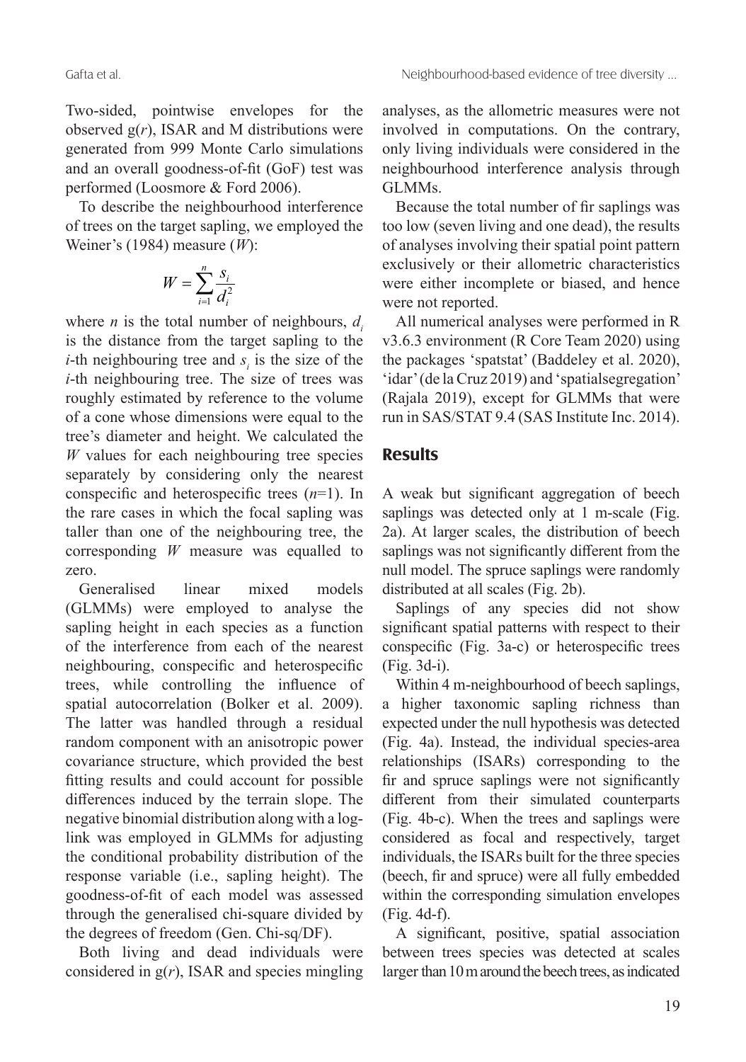Two-sided, pointwise envelopes for the observed g($r$), ISAR and M distributions were generated from 999 Monte Carlo simulations and an overall goodness-of-fit (GoF) test was performed (Loosmore & Ford 2006).

To describe the neighbourhood interference of trees on the target sapling, we employed the Weiner's (1984) measure ($W$):

$$W = \sum_{i=1}^{n} \frac{s_i}{d_i^2}$$

where $n$ is the total number of neighbours, $d_i$ is the distance from the target sapling to the $i$-th neighbouring tree and $s_i$ is the size of the $i$-th neighbouring tree. The size of trees was roughly estimated by reference to the volume of a cone whose dimensions were equal to the tree's diameter and height. We calculated the $W$ values for each neighbouring tree species separately by considering only the nearest conspecific and heterospecific trees ($n$=1). In the rare cases in which the focal sapling was taller than one of the neighbouring tree, the corresponding $W$ measure was equalled to zero.

Generalised linear mixed models (GLMMs) were employed to analyse the sapling height in each species as a function of the interference from each of the nearest neighbouring, conspecific and heterospecific trees, while controlling the influence of spatial autocorrelation (Bolker et al. 2009). The latter was handled through a residual random component with an anisotropic power covariance structure, which provided the best fitting results and could account for possible differences induced by the terrain slope. The negative binomial distribution along with a log-link was employed in GLMMs for adjusting the conditional probability distribution of the response variable (i.e., sapling height). The goodness-of-fit of each model was assessed through the generalised chi-square divided by the degrees of freedom (Gen. Chi-sq/DF).

Both living and dead individuals were considered in g($r$), ISAR and species mingling analyses, as the allometric measures were not involved in computations. On the contrary, only living individuals were considered in the neighbourhood interference analysis through GLMMs.

Because the total number of fir saplings was too low (seven living and one dead), the results of analyses involving their spatial point pattern exclusively or their allometric characteristics were either incomplete or biased, and hence were not reported.

All numerical analyses were performed in R v3.6.3 environment (R Core Team 2020) using the packages 'spatstat' (Baddeley et al. 2020), 'idar' (de la Cruz 2019) and 'spatialsegregation' (Rajala 2019), except for GLMMs that were run in SAS/STAT 9.4 (SAS Institute Inc. 2014).

## Results

A weak but significant aggregation of beech saplings was detected only at 1 m-scale (Fig. 2a). At larger scales, the distribution of beech saplings was not significantly different from the null model. The spruce saplings were randomly distributed at all scales (Fig. 2b).

Saplings of any species did not show significant spatial patterns with respect to their conspecific (Fig. 3a-c) or heterospecific trees (Fig. 3d-i).

Within 4 m-neighbourhood of beech saplings, a higher taxonomic sapling richness than expected under the null hypothesis was detected (Fig. 4a). Instead, the individual species-area relationships (ISARs) corresponding to the fir and spruce saplings were not significantly different from their simulated counterparts (Fig. 4b-c). When the trees and saplings were considered as focal and respectively, target individuals, the ISARs built for the three species (beech, fir and spruce) were all fully embedded within the corresponding simulation envelopes (Fig. 4d-f).

A significant, positive, spatial association between trees species was detected at scales larger than 10 m around the beech trees, as indicated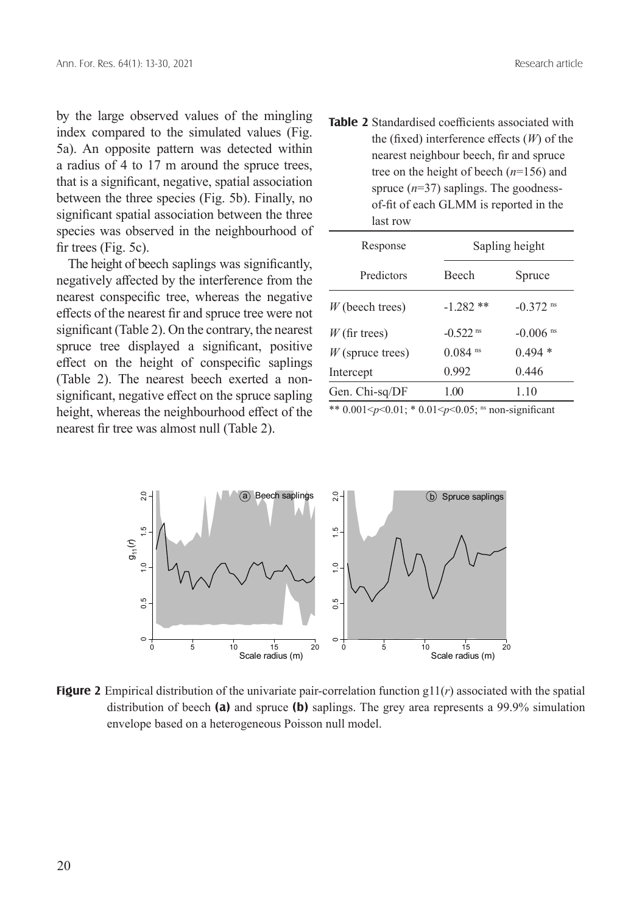by the large observed values of the mingling index compared to the simulated values (Fig. 5a). An opposite pattern was detected within a radius of 4 to 17 m around the spruce trees, that is a significant, negative, spatial association between the three species (Fig. 5b). Finally, no significant spatial association between the three species was observed in the neighbourhood of fir trees (Fig. 5c).

The height of beech saplings was significantly, negatively affected by the interference from the nearest conspecific tree, whereas the negative effects of the nearest fir and spruce tree were not significant (Table 2). On the contrary, the nearest spruce tree displayed a significant, positive effect on the height of conspecific saplings (Table 2). The nearest beech exerted a non-significant, negative effect on the spruce sapling height, whereas the neighbourhood effect of the nearest fir tree was almost null (Table 2).

**Table 2** Standardised coefficients associated with the (fixed) interference effects ($W$) of the nearest neighbour beech, fir and spruce tree on the height of beech ($n$=156) and spruce ($n$=37) saplings. The goodness-of-fit of each GLMM is reported in the last row

| Response | Sapling height | |
|---|---|---|
| Predictors | Beech | Spruce |
| $W$ (beech trees) | -1.282 ** | -0.372 ns |
| $W$ (fir trees) | -0.522 ns | -0.006 ns |
| $W$ (spruce trees) | 0.084 ns | 0.494 * |
| Intercept | 0.992 | 0.446 |
| Gen. Chi-sq/DF | 1.00 | 1.10 |

** $0.001<p<0.01$; * $0.01<p<0.05$; ns non-significant

**Figure 2** Empirical distribution of the univariate pair-correlation function g11($r$) associated with the spatial distribution of beech **(a)** and spruce **(b)** saplings. The grey area represents a 99.9% simulation envelope based on a heterogeneous Poisson null model.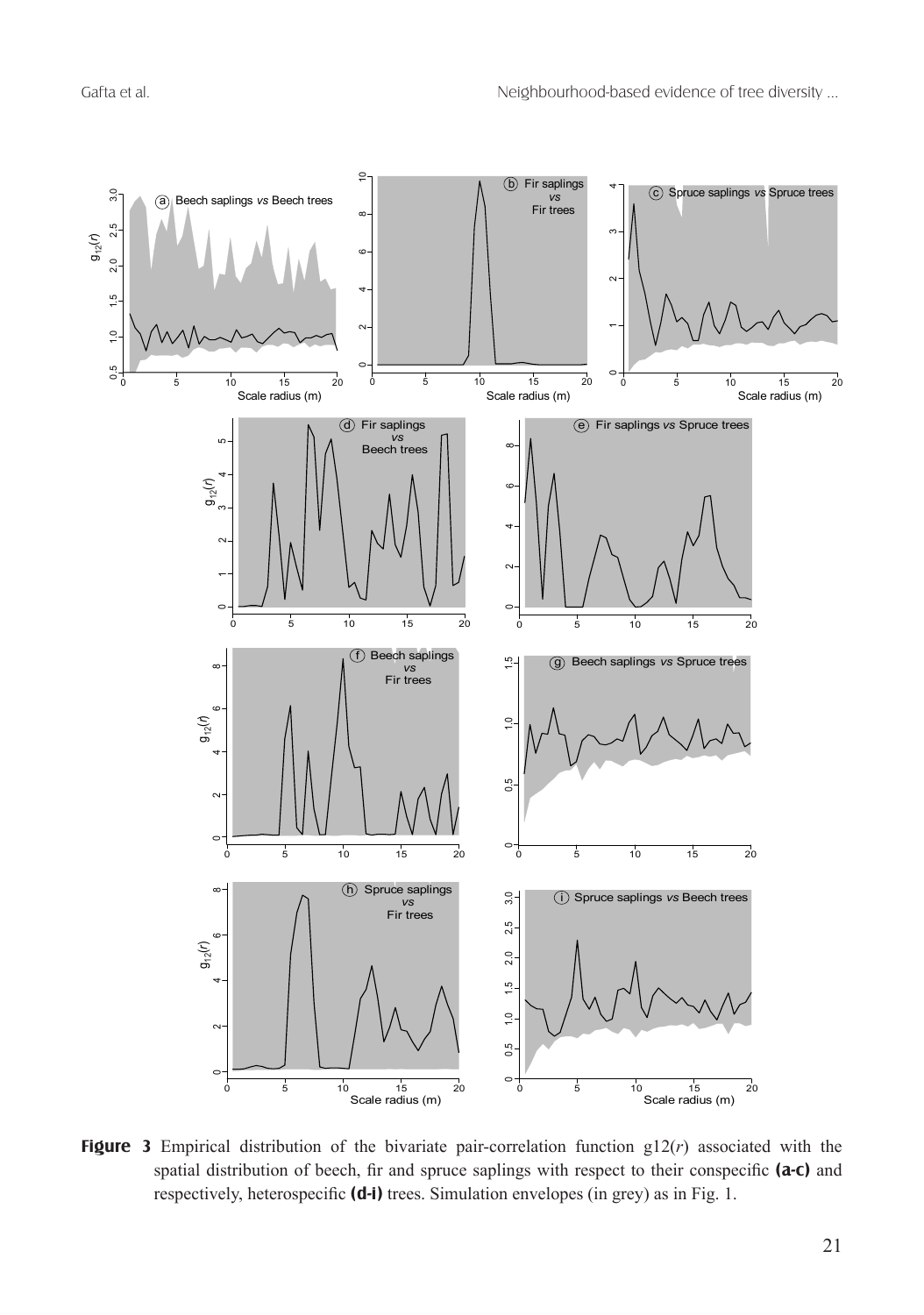**Figure 3** Empirical distribution of the bivariate pair-correlation function g12($r$) associated with the spatial distribution of beech, fir and spruce saplings with respect to their conspecific **(a-c)** and respectively, heterospecific **(d-i)** trees. Simulation envelopes (in grey) as in Fig. 1.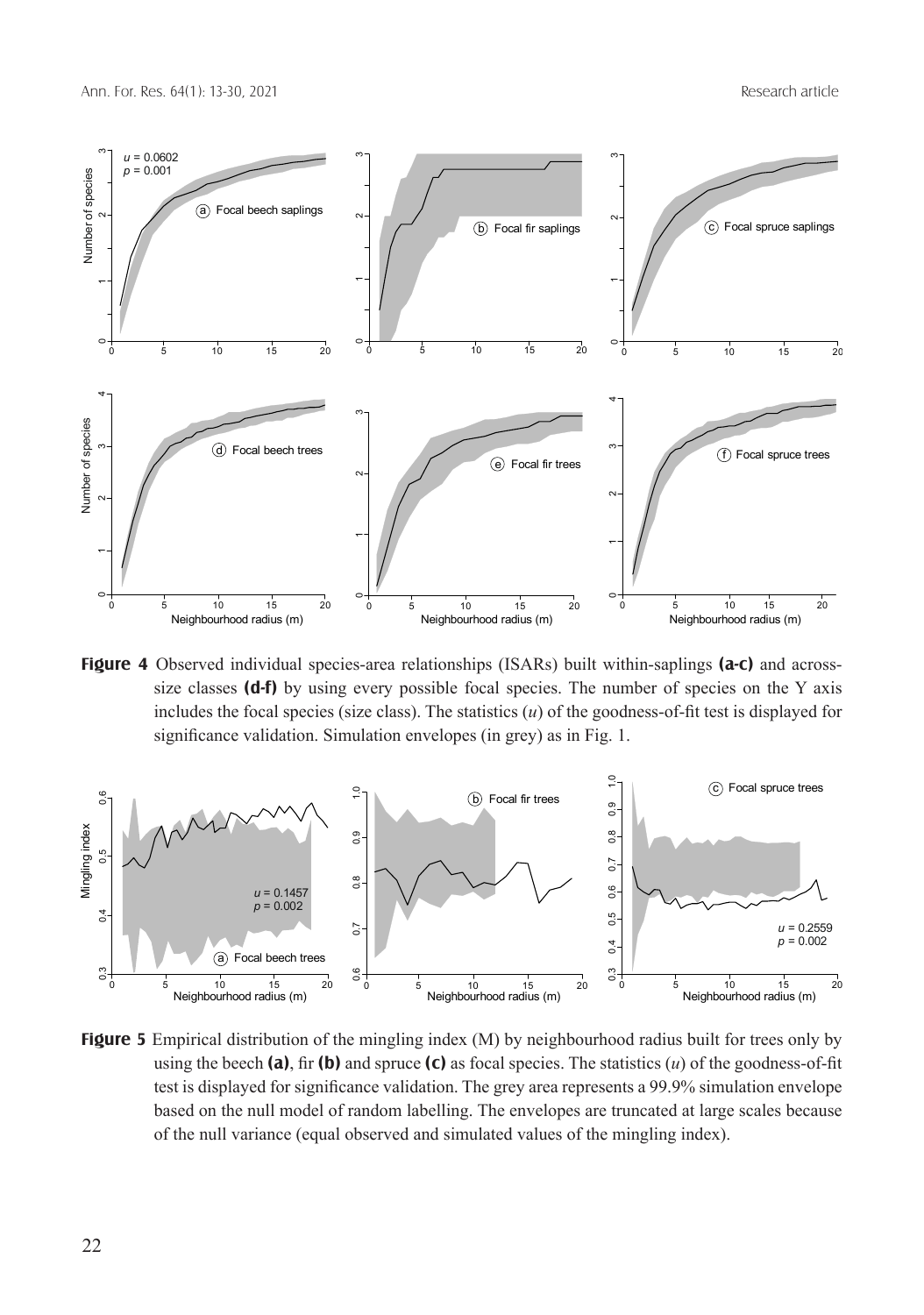**Figure 4** Observed individual species-area relationships (ISARs) built within-saplings **(a-c)** and across-size classes **(d-f)** by using every possible focal species. The number of species on the Y axis includes the focal species (size class). The statistics ($u$) of the goodness-of-fit test is displayed for significance validation. Simulation envelopes (in grey) as in Fig. 1.

**Figure 5** Empirical distribution of the mingling index (M) by neighbourhood radius built for trees only by using the beech **(a)**, fir **(b)** and spruce **(c)** as focal species. The statistics ($u$) of the goodness-of-fit test is displayed for significance validation. The grey area represents a 99.9% simulation envelope based on the null model of random labelling. The envelopes are truncated at large scales because of the null variance (equal observed and simulated values of the mingling index).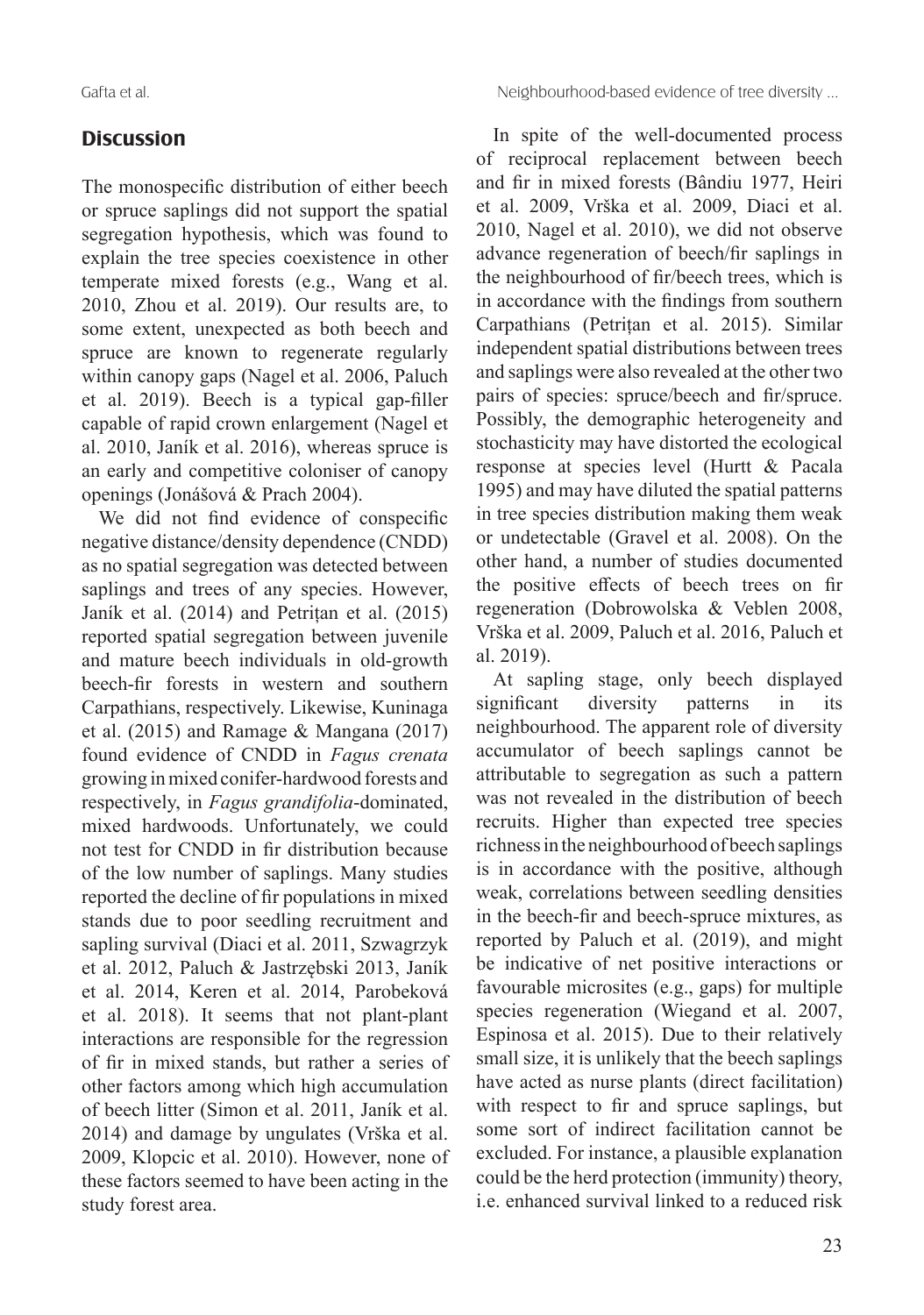## Discussion

The monospecific distribution of either beech or spruce saplings did not support the spatial segregation hypothesis, which was found to explain the tree species coexistence in other temperate mixed forests (e.g., Wang et al. 2010, Zhou et al. 2019). Our results are, to some extent, unexpected as both beech and spruce are known to regenerate regularly within canopy gaps (Nagel et al. 2006, Paluch et al. 2019). Beech is a typical gap-filler capable of rapid crown enlargement (Nagel et al. 2010, Janík et al. 2016), whereas spruce is an early and competitive coloniser of canopy openings (Jonášová & Prach 2004).

We did not find evidence of conspecific negative distance/density dependence (CNDD) as no spatial segregation was detected between saplings and trees of any species. However, Janík et al. (2014) and Petrițan et al. (2015) reported spatial segregation between juvenile and mature beech individuals in old-growth beech-fir forests in western and southern Carpathians, respectively. Likewise, Kuninaga et al. (2015) and Ramage & Mangana (2017) found evidence of CNDD in *Fagus crenata* growing in mixed conifer-hardwood forests and respectively, in *Fagus grandifolia*-dominated, mixed hardwoods. Unfortunately, we could not test for CNDD in fir distribution because of the low number of saplings. Many studies reported the decline of fir populations in mixed stands due to poor seedling recruitment and sapling survival (Diaci et al. 2011, Szwagrzyk et al. 2012, Paluch & Jastrzębski 2013, Janík et al. 2014, Keren et al. 2014, Parobeková et al. 2018). It seems that not plant-plant interactions are responsible for the regression of fir in mixed stands, but rather a series of other factors among which high accumulation of beech litter (Simon et al. 2011, Janík et al. 2014) and damage by ungulates (Vrška et al. 2009, Klopcic et al. 2010). However, none of these factors seemed to have been acting in the study forest area.

In spite of the well-documented process of reciprocal replacement between beech and fir in mixed forests (Bândiu 1977, Heiri et al. 2009, Vrška et al. 2009, Diaci et al. 2010, Nagel et al. 2010), we did not observe advance regeneration of beech/fir saplings in the neighbourhood of fir/beech trees, which is in accordance with the findings from southern Carpathians (Petrițan et al. 2015). Similar independent spatial distributions between trees and saplings were also revealed at the other two pairs of species: spruce/beech and fir/spruce. Possibly, the demographic heterogeneity and stochasticity may have distorted the ecological response at species level (Hurtt & Pacala 1995) and may have diluted the spatial patterns in tree species distribution making them weak or undetectable (Gravel et al. 2008). On the other hand, a number of studies documented the positive effects of beech trees on fir regeneration (Dobrowolska & Veblen 2008, Vrška et al. 2009, Paluch et al. 2016, Paluch et al. 2019).

At sapling stage, only beech displayed significant diversity patterns in its neighbourhood. The apparent role of diversity accumulator of beech saplings cannot be attributable to segregation as such a pattern was not revealed in the distribution of beech recruits. Higher than expected tree species richness in the neighbourhood of beech saplings is in accordance with the positive, although weak, correlations between seedling densities in the beech-fir and beech-spruce mixtures, as reported by Paluch et al. (2019), and might be indicative of net positive interactions or favourable microsites (e.g., gaps) for multiple species regeneration (Wiegand et al. 2007, Espinosa et al. 2015). Due to their relatively small size, it is unlikely that the beech saplings have acted as nurse plants (direct facilitation) with respect to fir and spruce saplings, but some sort of indirect facilitation cannot be excluded. For instance, a plausible explanation could be the herd protection (immunity) theory, i.e. enhanced survival linked to a reduced risk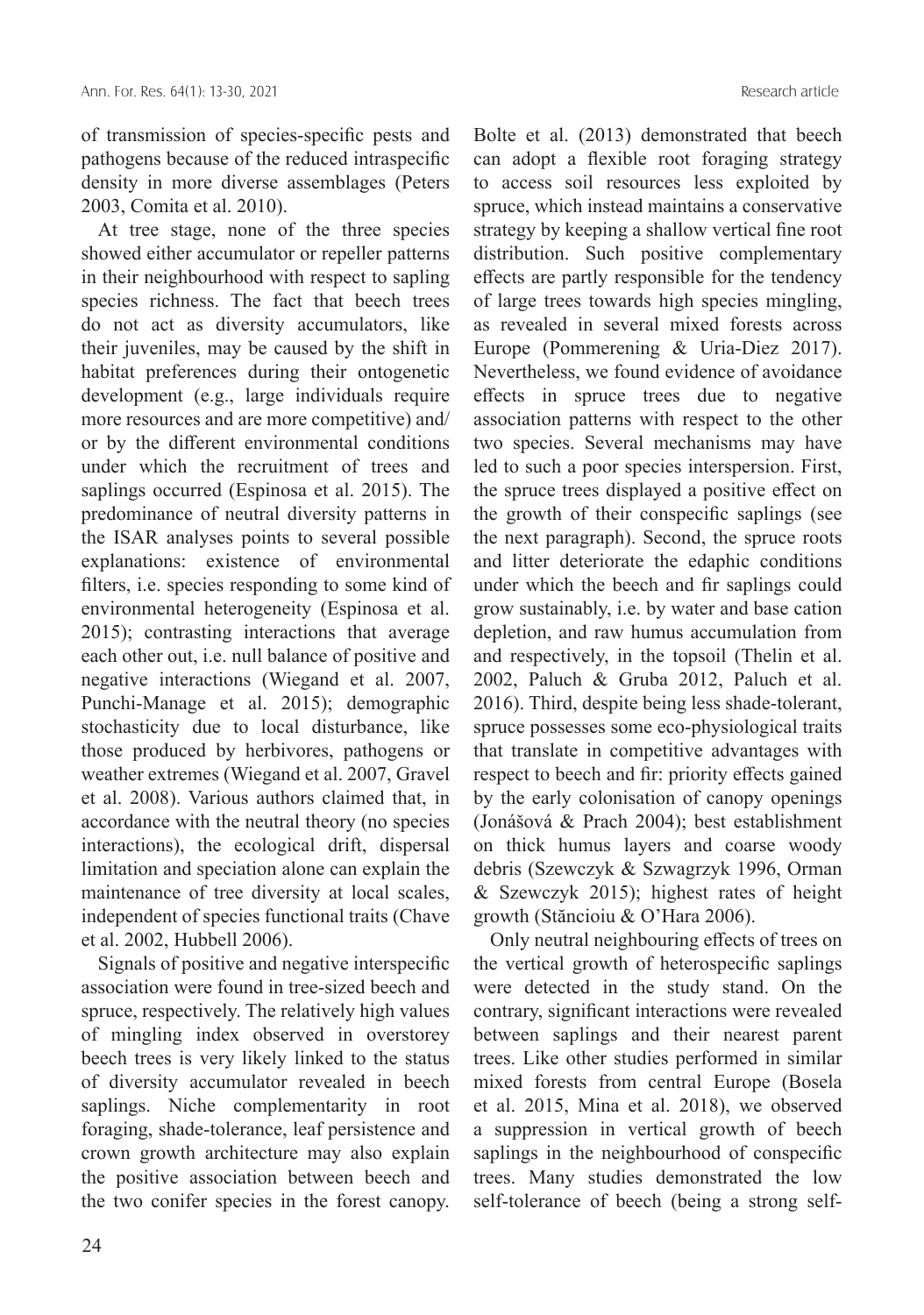of transmission of species-specific pests and pathogens because of the reduced intraspecific density in more diverse assemblages (Peters 2003, Comita et al. 2010).

At tree stage, none of the three species showed either accumulator or repeller patterns in their neighbourhood with respect to sapling species richness. The fact that beech trees do not act as diversity accumulators, like their juveniles, may be caused by the shift in habitat preferences during their ontogenetic development (e.g., large individuals require more resources and are more competitive) and/or by the different environmental conditions under which the recruitment of trees and saplings occurred (Espinosa et al. 2015). The predominance of neutral diversity patterns in the ISAR analyses points to several possible explanations: existence of environmental filters, i.e. species responding to some kind of environmental heterogeneity (Espinosa et al. 2015); contrasting interactions that average each other out, i.e. null balance of positive and negative interactions (Wiegand et al. 2007, Punchi-Manage et al. 2015); demographic stochasticity due to local disturbance, like those produced by herbivores, pathogens or weather extremes (Wiegand et al. 2007, Gravel et al. 2008). Various authors claimed that, in accordance with the neutral theory (no species interactions), the ecological drift, dispersal limitation and speciation alone can explain the maintenance of tree diversity at local scales, independent of species functional traits (Chave et al. 2002, Hubbell 2006).

Signals of positive and negative interspecific association were found in tree-sized beech and spruce, respectively. The relatively high values of mingling index observed in overstorey beech trees is very likely linked to the status of diversity accumulator revealed in beech saplings. Niche complementarity in root foraging, shade-tolerance, leaf persistence and crown growth architecture may also explain the positive association between beech and the two conifer species in the forest canopy. Bolte et al. (2013) demonstrated that beech can adopt a flexible root foraging strategy to access soil resources less exploited by spruce, which instead maintains a conservative strategy by keeping a shallow vertical fine root distribution. Such positive complementary effects are partly responsible for the tendency of large trees towards high species mingling, as revealed in several mixed forests across Europe (Pommerening & Uria-Diez 2017). Nevertheless, we found evidence of avoidance effects in spruce trees due to negative association patterns with respect to the other two species. Several mechanisms may have led to such a poor species interspersion. First, the spruce trees displayed a positive effect on the growth of their conspecific saplings (see the next paragraph). Second, the spruce roots and litter deteriorate the edaphic conditions under which the beech and fir saplings could grow sustainably, i.e. by water and base cation depletion, and raw humus accumulation from and respectively, in the topsoil (Thelin et al. 2002, Paluch & Gruba 2012, Paluch et al. 2016). Third, despite being less shade-tolerant, spruce possesses some eco-physiological traits that translate in competitive advantages with respect to beech and fir: priority effects gained by the early colonisation of canopy openings (Jonášová & Prach 2004); best establishment on thick humus layers and coarse woody debris (Szewczyk & Szwagrzyk 1996, Orman & Szewczyk 2015); highest rates of height growth (Stăncioiu & O'Hara 2006).

Only neutral neighbouring effects of trees on the vertical growth of heterospecific saplings were detected in the study stand. On the contrary, significant interactions were revealed between saplings and their nearest parent trees. Like other studies performed in similar mixed forests from central Europe (Bosela et al. 2015, Mina et al. 2018), we observed a suppression in vertical growth of beech saplings in the neighbourhood of conspecific trees. Many studies demonstrated the low self-tolerance of beech (being a strong self-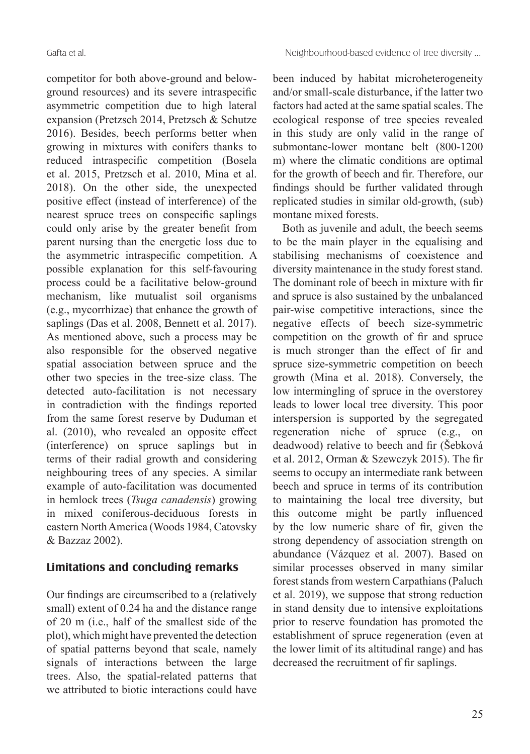competitor for both above-ground and below-ground resources) and its severe intraspecific asymmetric competition due to high lateral expansion (Pretzsch 2014, Pretzsch & Schutze 2016). Besides, beech performs better when growing in mixtures with conifers thanks to reduced intraspecific competition (Bosela et al. 2015, Pretzsch et al. 2010, Mina et al. 2018). On the other side, the unexpected positive effect (instead of interference) of the nearest spruce trees on conspecific saplings could only arise by the greater benefit from parent nursing than the energetic loss due to the asymmetric intraspecific competition. A possible explanation for this self-favouring process could be a facilitative below-ground mechanism, like mutualist soil organisms (e.g., mycorrhizae) that enhance the growth of saplings (Das et al. 2008, Bennett et al. 2017). As mentioned above, such a process may be also responsible for the observed negative spatial association between spruce and the other two species in the tree-size class. The detected auto-facilitation is not necessary in contradiction with the findings reported from the same forest reserve by Duduman et al. (2010), who revealed an opposite effect (interference) on spruce saplings but in terms of their radial growth and considering neighbouring trees of any species. A similar example of auto-facilitation was documented in hemlock trees (*Tsuga canadensis*) growing in mixed coniferous-deciduous forests in eastern North America (Woods 1984, Catovsky & Bazzaz 2002).

## Limitations and concluding remarks

Our findings are circumscribed to a (relatively small) extent of 0.24 ha and the distance range of 20 m (i.e., half of the smallest side of the plot), which might have prevented the detection of spatial patterns beyond that scale, namely signals of interactions between the large trees. Also, the spatial-related patterns that we attributed to biotic interactions could have been induced by habitat microheterogeneity and/or small-scale disturbance, if the latter two factors had acted at the same spatial scales. The ecological response of tree species revealed in this study are only valid in the range of submontane-lower montane belt (800-1200 m) where the climatic conditions are optimal for the growth of beech and fir. Therefore, our findings should be further validated through replicated studies in similar old-growth, (sub) montane mixed forests.

Both as juvenile and adult, the beech seems to be the main player in the equalising and stabilising mechanisms of coexistence and diversity maintenance in the study forest stand. The dominant role of beech in mixture with fir and spruce is also sustained by the unbalanced pair-wise competitive interactions, since the negative effects of beech size-symmetric competition on the growth of fir and spruce is much stronger than the effect of fir and spruce size-symmetric competition on beech growth (Mina et al. 2018). Conversely, the low intermingling of spruce in the overstorey leads to lower local tree diversity. This poor interspersion is supported by the segregated regeneration niche of spruce (e.g., on deadwood) relative to beech and fir (Šebková et al. 2012, Orman & Szewczyk 2015). The fir seems to occupy an intermediate rank between beech and spruce in terms of its contribution to maintaining the local tree diversity, but this outcome might be partly influenced by the low numeric share of fir, given the strong dependency of association strength on abundance (Vázquez et al. 2007). Based on similar processes observed in many similar forest stands from western Carpathians (Paluch et al. 2019), we suppose that strong reduction in stand density due to intensive exploitations prior to reserve foundation has promoted the establishment of spruce regeneration (even at the lower limit of its altitudinal range) and has decreased the recruitment of fir saplings.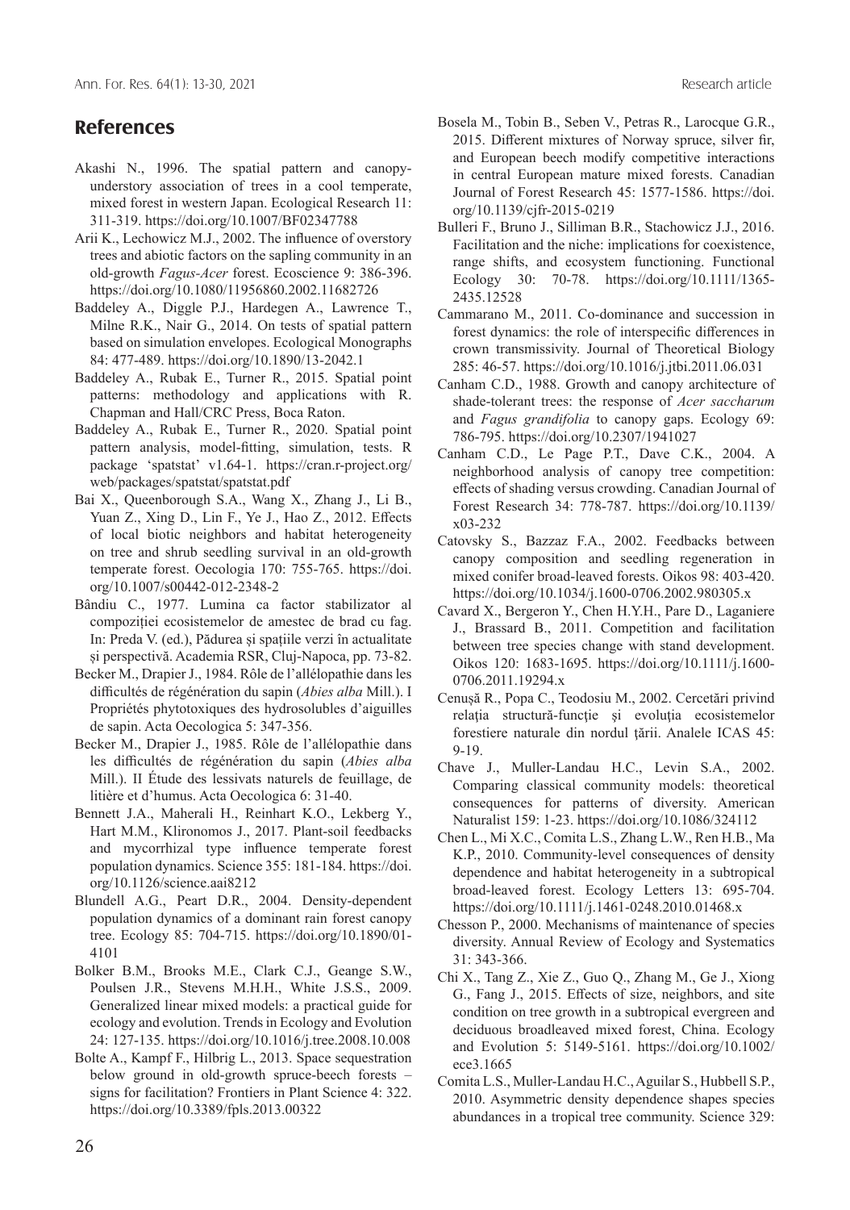## References

Akashi N., 1996. The spatial pattern and canopy-understory association of trees in a cool temperate, mixed forest in western Japan. Ecological Research 11: 311-319. https://doi.org/10.1007/BF02347788

Arii K., Lechowicz M.J., 2002. The influence of overstory trees and abiotic factors on the sapling community in an old-growth *Fagus-Acer* forest. Ecoscience 9: 386-396. https://doi.org/10.1080/11956860.2002.11682726

Baddeley A., Diggle P.J., Hardegen A., Lawrence T., Milne R.K., Nair G., 2014. On tests of spatial pattern based on simulation envelopes. Ecological Monographs 84: 477-489. https://doi.org/10.1890/13-2042.1

Baddeley A., Rubak E., Turner R., 2015. Spatial point patterns: methodology and applications with R. Chapman and Hall/CRC Press, Boca Raton.

Baddeley A., Rubak E., Turner R., 2020. Spatial point pattern analysis, model-fitting, simulation, tests. R package 'spatstat' v1.64-1. https://cran.r-project.org/web/packages/spatstat/spatstat.pdf

Bai X., Queenborough S.A., Wang X., Zhang J., Li B., Yuan Z., Xing D., Lin F., Ye J., Hao Z., 2012. Effects of local biotic neighbors and habitat heterogeneity on tree and shrub seedling survival in an old-growth temperate forest. Oecologia 170: 755-765. https://doi.org/10.1007/s00442-012-2348-2

Bândiu C., 1977. Lumina ca factor stabilizator al compoziției ecosistemelor de amestec de brad cu fag. In: Preda V. (ed.), Pădurea și spațiile verzi în actualitate și perspectivă. Academia RSR, Cluj-Napoca, pp. 73-82.

Becker M., Drapier J., 1984. Rôle de l'allélopathie dans les difficultés de régénération du sapin (*Abies alba* Mill.). I Propriétés phytotoxiques des hydrosolubles d'aiguilles de sapin. Acta Oecologica 5: 347-356.

Becker M., Drapier J., 1985. Rôle de l'allélopathie dans les difficultés de régénération du sapin (*Abies alba* Mill.). II Étude des lessivats naturels de feuillage, de litière et d'humus. Acta Oecologica 6: 31-40.

Bennett J.A., Maherali H., Reinhart K.O., Lekberg Y., Hart M.M., Klironomos J., 2017. Plant-soil feedbacks and mycorrhizal type influence temperate forest population dynamics. Science 355: 181-184. https://doi.org/10.1126/science.aai8212

Blundell A.G., Peart D.R., 2004. Density-dependent population dynamics of a dominant rain forest canopy tree. Ecology 85: 704-715. https://doi.org/10.1890/01-4101

Bolker B.M., Brooks M.E., Clark C.J., Geange S.W., Poulsen J.R., Stevens M.H.H., White J.S.S., 2009. Generalized linear mixed models: a practical guide for ecology and evolution. Trends in Ecology and Evolution 24: 127-135. https://doi.org/10.1016/j.tree.2008.10.008

Bolte A., Kampf F., Hilbrig L., 2013. Space sequestration below ground in old-growth spruce-beech forests – signs for facilitation? Frontiers in Plant Science 4: 322. https://doi.org/10.3389/fpls.2013.00322

Bosela M., Tobin B., Seben V., Petras R., Larocque G.R., 2015. Different mixtures of Norway spruce, silver fir, and European beech modify competitive interactions in central European mature mixed forests. Canadian Journal of Forest Research 45: 1577-1586. https://doi.org/10.1139/cjfr-2015-0219

Bulleri F., Bruno J., Silliman B.R., Stachowicz J.J., 2016. Facilitation and the niche: implications for coexistence, range shifts, and ecosystem functioning. Functional Ecology 30: 70-78. https://doi.org/10.1111/1365-2435.12528

Cammarano M., 2011. Co-dominance and succession in forest dynamics: the role of interspecific differences in crown transmissivity. Journal of Theoretical Biology 285: 46-57. https://doi.org/10.1016/j.jtbi.2011.06.031

Canham C.D., 1988. Growth and canopy architecture of shade-tolerant trees: the response of *Acer saccharum* and *Fagus grandifolia* to canopy gaps. Ecology 69: 786-795. https://doi.org/10.2307/1941027

Canham C.D., Le Page P.T., Dave C.K., 2004. A neighborhood analysis of canopy tree competition: effects of shading versus crowding. Canadian Journal of Forest Research 34: 778-787. https://doi.org/10.1139/x03-232

Catovsky S., Bazzaz F.A., 2002. Feedbacks between canopy composition and seedling regeneration in mixed conifer broad-leaved forests. Oikos 98: 403-420. https://doi.org/10.1034/j.1600-0706.2002.980305.x

Cavard X., Bergeron Y., Chen H.Y.H., Pare D., Laganiere J., Brassard B., 2011. Competition and facilitation between tree species change with stand development. Oikos 120: 1683-1695. https://doi.org/10.1111/j.1600-0706.2011.19294.x

Cenușă R., Popa C., Teodosiu M., 2002. Cercetări privind relația structură-funcție și evoluția ecosistemelor forestiere naturale din nordul ţării. Analele ICAS 45: 9-19.

Chave J., Muller-Landau H.C., Levin S.A., 2002. Comparing classical community models: theoretical consequences for patterns of diversity. American Naturalist 159: 1-23. https://doi.org/10.1086/324112

Chen L., Mi X.C., Comita L.S., Zhang L.W., Ren H.B., Ma K.P., 2010. Community-level consequences of density dependence and habitat heterogeneity in a subtropical broad-leaved forest. Ecology Letters 13: 695-704. https://doi.org/10.1111/j.1461-0248.2010.01468.x

Chesson P., 2000. Mechanisms of maintenance of species diversity. Annual Review of Ecology and Systematics 31: 343-366.

Chi X., Tang Z., Xie Z., Guo Q., Zhang M., Ge J., Xiong G., Fang J., 2015. Effects of size, neighbors, and site condition on tree growth in a subtropical evergreen and deciduous broadleaved mixed forest, China. Ecology and Evolution 5: 5149-5161. https://doi.org/10.1002/ece3.1665

Comita L.S., Muller-Landau H.C., Aguilar S., Hubbell S.P., 2010. Asymmetric density dependence shapes species abundances in a tropical tree community. Science 329: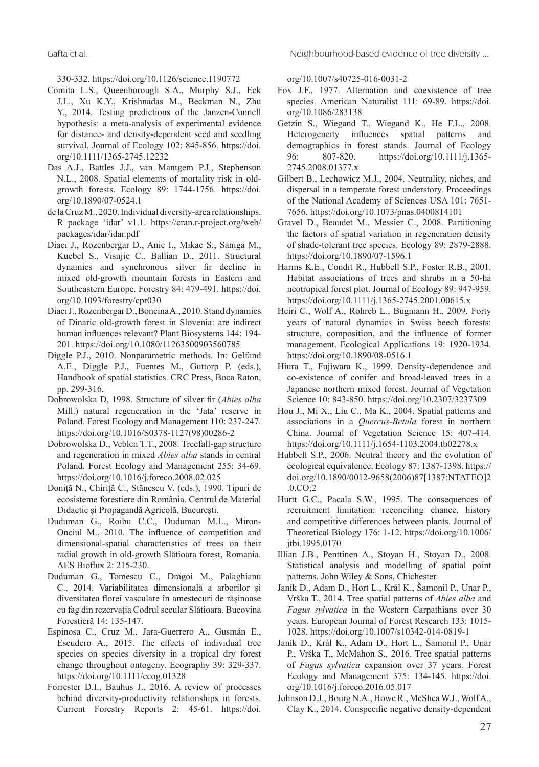330-332. https://doi.org/10.1126/science.1190772

Comita L.S., Queenborough S.A., Murphy S.J., Eck J.L., Xu K.Y., Krishnadas M., Beckman N., Zhu Y., 2014. Testing predictions of the Janzen-Connell hypothesis: a meta-analysis of experimental evidence for distance- and density-dependent seed and seedling survival. Journal of Ecology 102: 845-856. https://doi.org/10.1111/1365-2745.12232

Das A.J., Battles J.J., van Mantgem P.J., Stephenson N.L., 2008. Spatial elements of mortality risk in old-growth forests. Ecology 89: 1744-1756. https://doi.org/10.1890/07-0524.1

de la Cruz M., 2020. Individual diversity-area relationships. R package 'idar' v1.1. https://cran.r-project.org/web/packages/idar/idar.pdf

Diaci J., Rozenbergar D., Anic I., Mikac S., Saniga M., Kucbel S., Visnjic C., Ballian D., 2011. Structural dynamics and synchronous silver fir decline in mixed old-growth mountain forests in Eastern and Southeastern Europe. Forestry 84: 479-491. https://doi.org/10.1093/forestry/cpr030

Diaci J., Rozenbergar D., Boncina A., 2010. Stand dynamics of Dinaric old-growth forest in Slovenia: are indirect human influences relevant? Plant Biosystems 144: 194-201. https://doi.org/10.1080/11263500903560785

Diggle P.J., 2010. Nonparametric methods. In: Gelfand A.E., Diggle P.J., Fuentes M., Guttorp P. (eds.), Handbook of spatial statistics. CRC Press, Boca Raton, pp. 299-316.

Dobrowolska D, 1998. Structure of silver fir (*Abies alba* Mill.) natural regeneration in the 'Jata' reserve in Poland. Forest Ecology and Management 110: 237-247. https://doi.org/10.1016/S0378-1127(98)00286-2

Dobrowolska D., Veblen T.T., 2008. Treefall-gap structure and regeneration in mixed *Abies alba* stands in central Poland. Forest Ecology and Management 255: 34-69. https://doi.org/10.1016/j.foreco.2008.02.025

Doniță N., Chiriță C., Stănescu V. (eds.), 1990. Tipuri de ecosisteme forestiere din România. Centrul de Material Didactic și Propagandă Agricolă, București.

Duduman G., Roibu C.C., Duduman M.L., Miron-Onciul M., 2010. The influence of competition and dimensional-spatial characteristics of trees on their radial growth in old-growth Slătioara forest, Romania. AES Bioflux 2: 215-230.

Duduman G., Tomescu C., Drăgoi M., Palaghianu C., 2014. Variabilitatea dimensională a arborilor şi diversitatea florei vasculare în amestecuri de răşinoase cu fag din rezervaţia Codrul secular Slătioara. Bucovina Forestieră 14: 135-147.

Espinosa C., Cruz M., Jara-Guerrero A., Gusmán E., Escudero A., 2015. The effects of individual tree species on species diversity in a tropical dry forest change throughout ontogeny. Ecography 39: 329-337. https://doi.org/10.1111/ecog.01328

Forrester D.I., Bauhus J., 2016. A review of processes behind diversity-productivity relationships in forests. Current Forestry Reports 2: 45-61. https://doi.org/10.1007/s40725-016-0031-2

Fox J.F., 1977. Alternation and coexistence of tree species. American Naturalist 111: 69-89. https://doi.org/10.1086/283138

Getzin S., Wiegand T., Wiegand K., He F.L., 2008. Heterogeneity influences spatial patterns and demographics in forest stands. Journal of Ecology 96: 807-820. https://doi.org/10.1111/j.1365-2745.2008.01377.x

Gilbert B., Lechowicz M.J., 2004. Neutrality, niches, and dispersal in a temperate forest understory. Proceedings of the National Academy of Sciences USA 101: 7651-7656. https://doi.org/10.1073/pnas.0400814101

Gravel D., Beaudet M., Messier C., 2008. Partitioning the factors of spatial variation in regeneration density of shade-tolerant tree species. Ecology 89: 2879-2888. https://doi.org/10.1890/07-1596.1

Harms K.E., Condit R., Hubbell S.P., Foster R.B., 2001. Habitat associations of trees and shrubs in a 50-ha neotropical forest plot. Journal of Ecology 89: 947-959. https://doi.org/10.1111/j.1365-2745.2001.00615.x

Heiri C., Wolf A., Rohreb L., Bugmann H., 2009. Forty years of natural dynamics in Swiss beech forests: structure, composition, and the influence of former management. Ecological Applications 19: 1920-1934. https://doi.org/10.1890/08-0516.1

Hiura T., Fujiwara K., 1999. Density-dependence and co-existence of conifer and broad-leaved trees in a Japanese northern mixed forest. Journal of Vegetation Science 10: 843-850. https://doi.org/10.2307/3237309

Hou J., Mi X., Liu C., Ma K., 2004. Spatial patterns and associations in a *Quercus-Betula* forest in northern China. Journal of Vegetation Science 15: 407-414. https://doi.org/10.1111/j.1654-1103.2004.tb02278.x

Hubbell S.P., 2006. Neutral theory and the evolution of ecological equivalence. Ecology 87: 1387-1398. https://doi.org/10.1890/0012-9658(2006)87[1387:NTATEO]2.0.CO;2

Hurtt G.C., Pacala S.W., 1995. The consequences of recruitment limitation: reconciling chance, history and competitive differences between plants. Journal of Theoretical Biology 176: 1-12. https://doi.org/10.1006/jtbi.1995.0170

Illian J.B., Penttinen A., Stoyan H., Stoyan D., 2008. Statistical analysis and modelling of spatial point patterns. John Wiley & Sons, Chichester.

Janík D., Adam D., Hort L., Král K., Šamonil P., Unar P., Vrška T., 2014. Tree spatial patterns of *Abies alba* and *Fagus sylvatica* in the Western Carpathians over 30 years. European Journal of Forest Research 133: 1015-1028. https://doi.org/10.1007/s10342-014-0819-1

Janík D., Král K., Adam D., Hort L., Šamonil P., Unar P., Vrška T., McMahon S., 2016. Tree spatial patterns of *Fagus sylvatica* expansion over 37 years. Forest Ecology and Management 375: 134-145. https://doi.org/10.1016/j.foreco.2016.05.017

Johnson D.J., Bourg N.A., Howe R., McShea W.J., Wolf A., Clay K., 2014. Conspecific negative density-dependent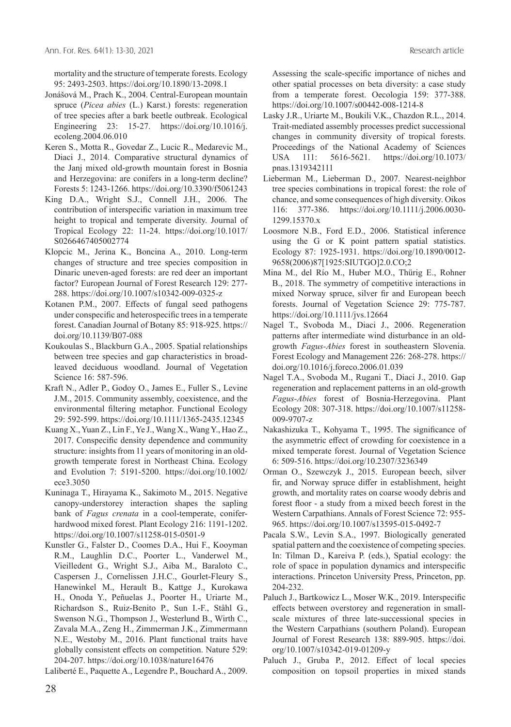mortality and the structure of temperate forests. Ecology 95: 2493-2503. https://doi.org/10.1890/13-2098.1

Jonášová M., Prach K., 2004. Central-European mountain spruce (*Picea abies* (L.) Karst.) forests: regeneration of tree species after a bark beetle outbreak. Ecological Engineering 23: 15-27. https://doi.org/10.1016/j.ecoleng.2004.06.010

Keren S., Motta R., Govedar Z., Lucic R., Medarevic M., Diaci J., 2014. Comparative structural dynamics of the Janj mixed old-growth mountain forest in Bosnia and Herzegovina: are conifers in a long-term decline? Forests 5: 1243-1266. https://doi.org/10.3390/f5061243

King D.A., Wright S.J., Connell J.H., 2006. The contribution of interspecific variation in maximum tree height to tropical and temperate diversity. Journal of Tropical Ecology 22: 11-24. https://doi.org/10.1017/S0266467405002774

Klopcic M., Jerina K., Boncina A., 2010. Long-term changes of structure and tree species composition in Dinaric uneven-aged forests: are red deer an important factor? European Journal of Forest Research 129: 277-288. https://doi.org/10.1007/s10342-009-0325-z

Kotanen P.M., 2007. Effects of fungal seed pathogens under conspecific and heterospecific trees in a temperate forest. Canadian Journal of Botany 85: 918-925. https://doi.org/10.1139/B07-088

Koukoulas S., Blackburn G.A., 2005. Spatial relationships between tree species and gap characteristics in broad-leaved deciduous woodland. Journal of Vegetation Science 16: 587-596.

Kraft N., Adler P., Godoy O., James E., Fuller S., Levine J.M., 2015. Community assembly, coexistence, and the environmental filtering metaphor. Functional Ecology 29: 592-599. https://doi.org/10.1111/1365-2435.12345

Kuang X., Yuan Z., Lin F., Ye J., Wang X., Wang Y., Hao Z., 2017. Conspecific density dependence and community structure: insights from 11 years of monitoring in an old-growth temperate forest in Northeast China. Ecology and Evolution 7: 5191-5200. https://doi.org/10.1002/ece3.3050

Kuninaga T., Hirayama K., Sakimoto M., 2015. Negative canopy-understorey interaction shapes the sapling bank of *Fagus crenata* in a cool-temperate, conifer-hardwood mixed forest. Plant Ecology 216: 1191-1202. https://doi.org/10.1007/s11258-015-0501-9

Kunstler G., Falster D., Coomes D.A., Hui F., Kooyman R.M., Laughlin D.C., Poorter L., Vanderwel M., Vieilledent G., Wright S.J., Aiba M., Baraloto C., Caspersen J., Cornelissen J.H.C., Gourlet-Fleury S., Hanewinkel M., Herault B., Kattge J., Kurokawa H., Onoda Y., Peñuelas J., Poorter H., Uriarte M., Richardson S., Ruiz-Benito P., Sun I.-F., Ståhl G., Swenson N.G., Thompson J., Westerlund B., Wirth C., Zavala M.A., Zeng H., Zimmerman J.K., Zimmermann N.E., Westoby M., 2016. Plant functional traits have globally consistent effects on competition. Nature 529: 204-207. https://doi.org/10.1038/nature16476

Laliberté E., Paquette A., Legendre P., Bouchard A., 2009. Assessing the scale-specific importance of niches and other spatial processes on beta diversity: a case study from a temperate forest. Oecologia 159: 377-388. https://doi.org/10.1007/s00442-008-1214-8

Lasky J.R., Uriarte M., Boukili V.K., Chazdon R.L., 2014. Trait-mediated assembly processes predict successional changes in community diversity of tropical forests. Proceedings of the National Academy of Sciences USA 111: 5616-5621. https://doi.org/10.1073/pnas.1319342111

Lieberman M., Lieberman D., 2007. Nearest-neighbor tree species combinations in tropical forest: the role of chance, and some consequences of high diversity. Oikos 116: 377-386. https://doi.org/10.1111/j.2006.0030-1299.15370.x

Loosmore N.B., Ford E.D., 2006. Statistical inference using the G or K point pattern spatial statistics. Ecology 87: 1925-1931. https://doi.org/10.1890/0012-9658(2006)87[1925:SIUTGO]2.0.CO;2

Mina M., del Río M., Huber M.O., Thürig E., Rohner B., 2018. The symmetry of competitive interactions in mixed Norway spruce, silver fir and European beech forests. Journal of Vegetation Science 29: 775-787. https://doi.org/10.1111/jvs.12664

Nagel T., Svoboda M., Diaci J., 2006. Regeneration patterns after intermediate wind disturbance in an old-growth *Fagus-Abies* forest in southeastern Slovenia. Forest Ecology and Management 226: 268-278. https://doi.org/10.1016/j.foreco.2006.01.039

Nagel T.A., Svoboda M., Rugani T., Diaci J., 2010. Gap regeneration and replacement patterns in an old-growth *Fagus-Abies* forest of Bosnia-Herzegovina. Plant Ecology 208: 307-318. https://doi.org/10.1007/s11258-009-9707-z

Nakashizuka T., Kohyama T., 1995. The significance of the asymmetric effect of crowding for coexistence in a mixed temperate forest. Journal of Vegetation Science 6: 509-516. https://doi.org/10.2307/3236349

Orman O., Szewczyk J., 2015. European beech, silver fir, and Norway spruce differ in establishment, height growth, and mortality rates on coarse woody debris and forest floor - a study from a mixed beech forest in the Western Carpathians. Annals of Forest Science 72: 955-965. https://doi.org/10.1007/s13595-015-0492-7

Pacala S.W., Levin S.A., 1997. Biologically generated spatial pattern and the coexistence of competing species. In: Tilman D., Kareiva P. (eds.), Spatial ecology: the role of space in population dynamics and interspecific interactions. Princeton University Press, Princeton, pp. 204-232.

Paluch J., Bartkowicz L., Moser W.K., 2019. Interspecific effects between overstorey and regeneration in small-scale mixtures of three late-successional species in the Western Carpathians (southern Poland). European Journal of Forest Research 138: 889-905. https://doi.org/10.1007/s10342-019-01209-y

Paluch J., Gruba P., 2012. Effect of local species composition on topsoil properties in mixed stands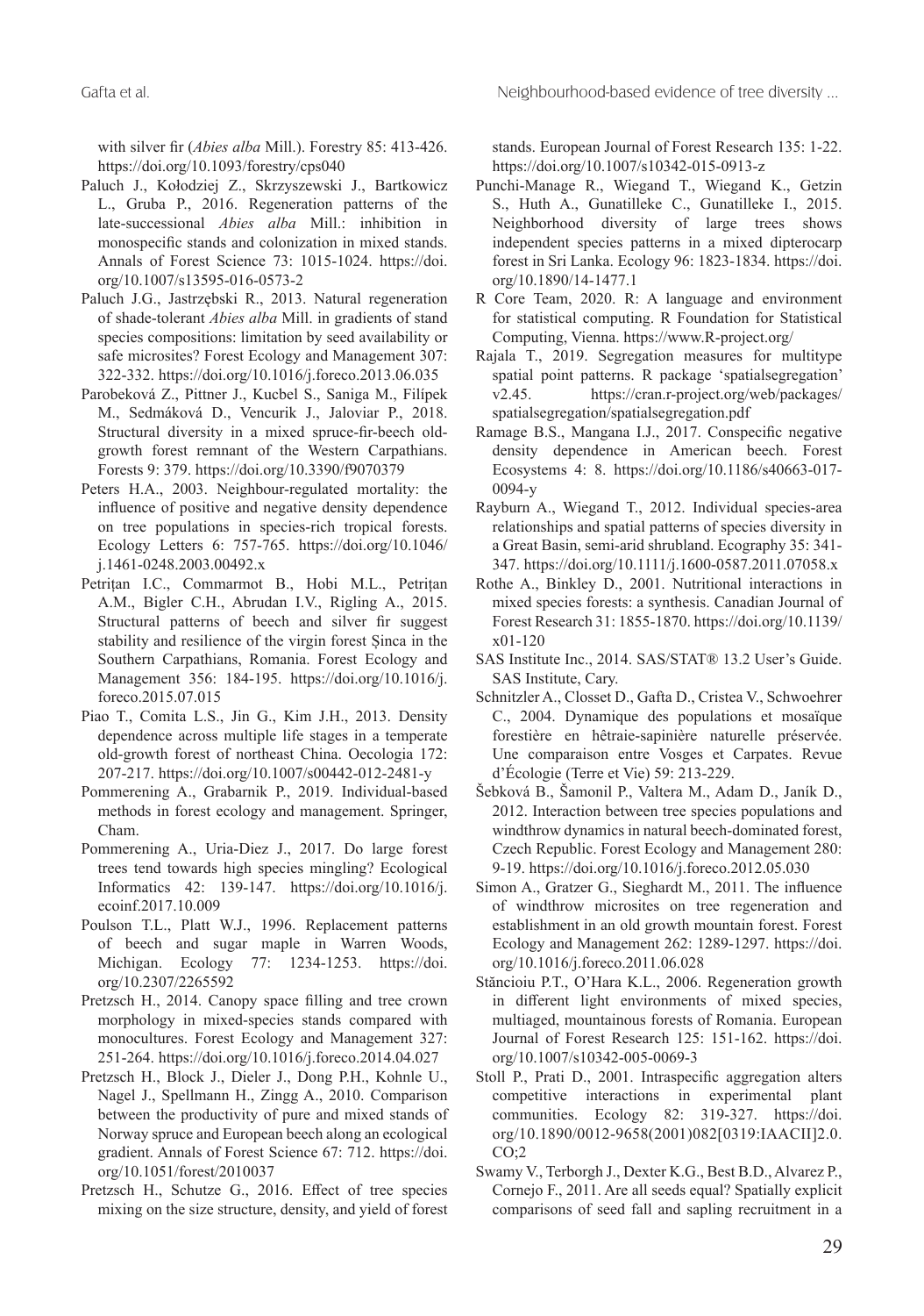with silver fir (*Abies alba* Mill.). Forestry 85: 413-426. https://doi.org/10.1093/forestry/cps040

Paluch J., Kołodziej Z., Skrzyszewski J., Bartkowicz L., Gruba P., 2016. Regeneration patterns of the late-successional *Abies alba* Mill.: inhibition in monospecific stands and colonization in mixed stands. Annals of Forest Science 73: 1015-1024. https://doi.org/10.1007/s13595-016-0573-2

Paluch J.G., Jastrzębski R., 2013. Natural regeneration of shade-tolerant *Abies alba* Mill. in gradients of stand species compositions: limitation by seed availability or safe microsites? Forest Ecology and Management 307: 322-332. https://doi.org/10.1016/j.foreco.2013.06.035

Parobeková Z., Pittner J., Kucbel S., Saniga M., Filípek M., Sedmáková D., Vencurik J., Jaloviar P., 2018. Structural diversity in a mixed spruce-fir-beech old-growth forest remnant of the Western Carpathians. Forests 9: 379. https://doi.org/10.3390/f9070379

Peters H.A., 2003. Neighbour-regulated mortality: the influence of positive and negative density dependence on tree populations in species-rich tropical forests. Ecology Letters 6: 757-765. https://doi.org/10.1046/j.1461-0248.2003.00492.x

Petrițan I.C., Commarmot B., Hobi M.L., Petrițan A.M., Bigler C.H., Abrudan I.V., Rigling A., 2015. Structural patterns of beech and silver fir suggest stability and resilience of the virgin forest Șinca in the Southern Carpathians, Romania. Forest Ecology and Management 356: 184-195. https://doi.org/10.1016/j.foreco.2015.07.015

Piao T., Comita L.S., Jin G., Kim J.H., 2013. Density dependence across multiple life stages in a temperate old-growth forest of northeast China. Oecologia 172: 207-217. https://doi.org/10.1007/s00442-012-2481-y

Pommerening A., Grabarnik P., 2019. Individual-based methods in forest ecology and management. Springer, Cham.

Pommerening A., Uria-Diez J., 2017. Do large forest trees tend towards high species mingling? Ecological Informatics 42: 139-147. https://doi.org/10.1016/j.ecoinf.2017.10.009

Poulson T.L., Platt W.J., 1996. Replacement patterns of beech and sugar maple in Warren Woods, Michigan. Ecology 77: 1234-1253. https://doi.org/10.2307/2265592

Pretzsch H., 2014. Canopy space filling and tree crown morphology in mixed-species stands compared with monocultures. Forest Ecology and Management 327: 251-264. https://doi.org/10.1016/j.foreco.2014.04.027

Pretzsch H., Block J., Dieler J., Dong P.H., Kohnle U., Nagel J., Spellmann H., Zingg A., 2010. Comparison between the productivity of pure and mixed stands of Norway spruce and European beech along an ecological gradient. Annals of Forest Science 67: 712. https://doi.org/10.1051/forest/2010037

Pretzsch H., Schutze G., 2016. Effect of tree species mixing on the size structure, density, and yield of forest stands. European Journal of Forest Research 135: 1-22. https://doi.org/10.1007/s10342-015-0913-z

Punchi-Manage R., Wiegand T., Wiegand K., Getzin S., Huth A., Gunatilleke C., Gunatilleke I., 2015. Neighborhood diversity of large trees shows independent species patterns in a mixed dipterocarp forest in Sri Lanka. Ecology 96: 1823-1834. https://doi.org/10.1890/14-1477.1

R Core Team, 2020. R: A language and environment for statistical computing. R Foundation for Statistical Computing, Vienna. https://www.R-project.org/

Rajala T., 2019. Segregation measures for multitype spatial point patterns. R package 'spatialsegregation' v2.45. https://cran.r-project.org/web/packages/spatialsegregation/spatialsegregation.pdf

Ramage B.S., Mangana I.J., 2017. Conspecific negative density dependence in American beech. Forest Ecosystems 4: 8. https://doi.org/10.1186/s40663-017-0094-y

Rayburn A., Wiegand T., 2012. Individual species-area relationships and spatial patterns of species diversity in a Great Basin, semi-arid shrubland. Ecography 35: 341-347. https://doi.org/10.1111/j.1600-0587.2011.07058.x

Rothe A., Binkley D., 2001. Nutritional interactions in mixed species forests: a synthesis. Canadian Journal of Forest Research 31: 1855-1870. https://doi.org/10.1139/x01-120

SAS Institute Inc., 2014. SAS/STAT® 13.2 User's Guide. SAS Institute, Cary.

Schnitzler A., Closset D., Gafta D., Cristea V., Schwoehrer C., 2004. Dynamique des populations et mosaïque forestière en hêtraie-sapinière naturelle préservée. Une comparaison entre Vosges et Carpates. Revue d'Écologie (Terre et Vie) 59: 213-229.

Šebková B., Šamonil P., Valtera M., Adam D., Janík D., 2012. Interaction between tree species populations and windthrow dynamics in natural beech-dominated forest, Czech Republic. Forest Ecology and Management 280: 9-19. https://doi.org/10.1016/j.foreco.2012.05.030

Simon A., Gratzer G., Sieghardt M., 2011. The influence of windthrow microsites on tree regeneration and establishment in an old growth mountain forest. Forest Ecology and Management 262: 1289-1297. https://doi.org/10.1016/j.foreco.2011.06.028

Stăncioiu P.T., O'Hara K.L., 2006. Regeneration growth in different light environments of mixed species, multiaged, mountainous forests of Romania. European Journal of Forest Research 125: 151-162. https://doi.org/10.1007/s10342-005-0069-3

Stoll P., Prati D., 2001. Intraspecific aggregation alters competitive interactions in experimental plant communities. Ecology 82: 319-327. https://doi.org/10.1890/0012-9658(2001)082[0319:IAACII]2.0.CO;2

Swamy V., Terborgh J., Dexter K.G., Best B.D., Alvarez P., Cornejo F., 2011. Are all seeds equal? Spatially explicit comparisons of seed fall and sapling recruitment in a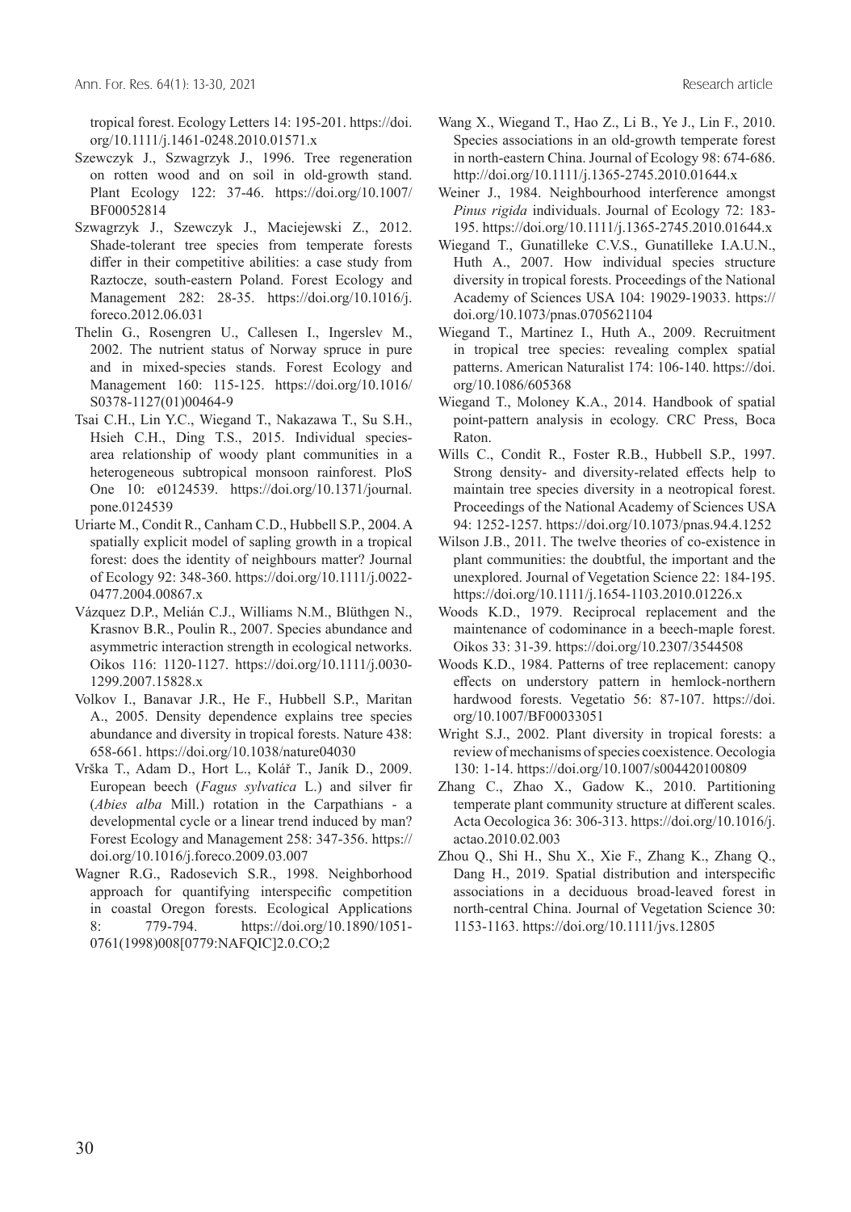tropical forest. Ecology Letters 14: 195-201. https://doi.org/10.1111/j.1461-0248.2010.01571.x

Szewczyk J., Szwagrzyk J., 1996. Tree regeneration on rotten wood and on soil in old-growth stand. Plant Ecology 122: 37-46. https://doi.org/10.1007/BF00052814

Szwagrzyk J., Szewczyk J., Maciejewski Z., 2012. Shade-tolerant tree species from temperate forests differ in their competitive abilities: a case study from Raztocze, south-eastern Poland. Forest Ecology and Management 282: 28-35. https://doi.org/10.1016/j.foreco.2012.06.031

Thelin G., Rosengren U., Callesen I., Ingerslev M., 2002. The nutrient status of Norway spruce in pure and in mixed-species stands. Forest Ecology and Management 160: 115-125. https://doi.org/10.1016/S0378-1127(01)00464-9

Tsai C.H., Lin Y.C., Wiegand T., Nakazawa T., Su S.H., Hsieh C.H., Ding T.S., 2015. Individual species-area relationship of woody plant communities in a heterogeneous subtropical monsoon rainforest. PloS One 10: e0124539. https://doi.org/10.1371/journal.pone.0124539

Uriarte M., Condit R., Canham C.D., Hubbell S.P., 2004. A spatially explicit model of sapling growth in a tropical forest: does the identity of neighbours matter? Journal of Ecology 92: 348-360. https://doi.org/10.1111/j.0022-0477.2004.00867.x

Vázquez D.P., Melián C.J., Williams N.M., Blüthgen N., Krasnov B.R., Poulin R., 2007. Species abundance and asymmetric interaction strength in ecological networks. Oikos 116: 1120-1127. https://doi.org/10.1111/j.0030-1299.2007.15828.x

Volkov I., Banavar J.R., He F., Hubbell S.P., Maritan A., 2005. Density dependence explains tree species abundance and diversity in tropical forests. Nature 438: 658-661. https://doi.org/10.1038/nature04030

Vrška T., Adam D., Hort L., Kolář T., Janík D., 2009. European beech (*Fagus sylvatica* L.) and silver fir (*Abies alba* Mill.) rotation in the Carpathians - a developmental cycle or a linear trend induced by man? Forest Ecology and Management 258: 347-356. https://doi.org/10.1016/j.foreco.2009.03.007

Wagner R.G., Radosevich S.R., 1998. Neighborhood approach for quantifying interspecific competition in coastal Oregon forests. Ecological Applications 8: 779-794. https://doi.org/10.1890/1051-0761(1998)008[0779:NAFQIC]2.0.CO;2

Wang X., Wiegand T., Hao Z., Li B., Ye J., Lin F., 2010. Species associations in an old-growth temperate forest in north-eastern China. Journal of Ecology 98: 674-686. http://doi.org/10.1111/j.1365-2745.2010.01644.x

Weiner J., 1984. Neighbourhood interference amongst *Pinus rigida* individuals. Journal of Ecology 72: 183-195. https://doi.org/10.1111/j.1365-2745.2010.01644.x

Wiegand T., Gunatilleke C.V.S., Gunatilleke I.A.U.N., Huth A., 2007. How individual species structure diversity in tropical forests. Proceedings of the National Academy of Sciences USA 104: 19029-19033. https://doi.org/10.1073/pnas.0705621104

Wiegand T., Martinez I., Huth A., 2009. Recruitment in tropical tree species: revealing complex spatial patterns. American Naturalist 174: 106-140. https://doi.org/10.1086/605368

Wiegand T., Moloney K.A., 2014. Handbook of spatial point-pattern analysis in ecology. CRC Press, Boca Raton.

Wills C., Condit R., Foster R.B., Hubbell S.P., 1997. Strong density- and diversity-related effects help to maintain tree species diversity in a neotropical forest. Proceedings of the National Academy of Sciences USA 94: 1252-1257. https://doi.org/10.1073/pnas.94.4.1252

Wilson J.B., 2011. The twelve theories of co-existence in plant communities: the doubtful, the important and the unexplored. Journal of Vegetation Science 22: 184-195. https://doi.org/10.1111/j.1654-1103.2010.01226.x

Woods K.D., 1979. Reciprocal replacement and the maintenance of codominance in a beech-maple forest. Oikos 33: 31-39. https://doi.org/10.2307/3544508

Woods K.D., 1984. Patterns of tree replacement: canopy effects on understory pattern in hemlock-northern hardwood forests. Vegetatio 56: 87-107. https://doi.org/10.1007/BF00033051

Wright S.J., 2002. Plant diversity in tropical forests: a review of mechanisms of species coexistence. Oecologia 130: 1-14. https://doi.org/10.1007/s004420100809

Zhang C., Zhao X., Gadow K., 2010. Partitioning temperate plant community structure at different scales. Acta Oecologica 36: 306-313. https://doi.org/10.1016/j.actao.2010.02.003

Zhou Q., Shi H., Shu X., Xie F., Zhang K., Zhang Q., Dang H., 2019. Spatial distribution and interspecific associations in a deciduous broad-leaved forest in north-central China. Journal of Vegetation Science 30: 1153-1163. https://doi.org/10.1111/jvs.12805